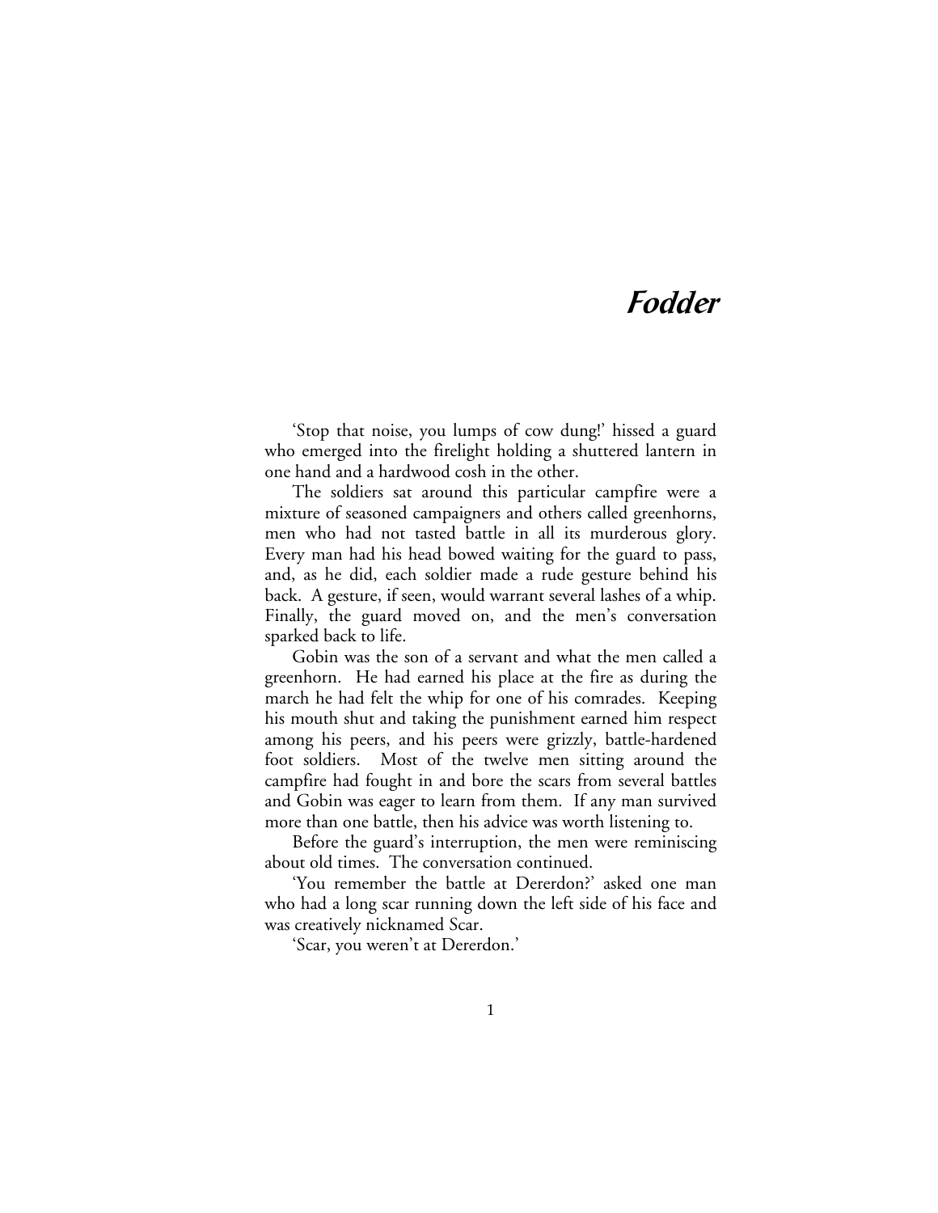# *Fodder*

'Stop that noise, you lumps of cow dung!' hissed a guard who emerged into the firelight holding a shuttered lantern in one hand and a hardwood cosh in the other.

The soldiers sat around this particular campfire were a mixture of seasoned campaigners and others called greenhorns, men who had not tasted battle in all its murderous glory. Every man had his head bowed waiting for the guard to pass, and, as he did, each soldier made a rude gesture behind his back. A gesture, if seen, would warrant several lashes of a whip. Finally, the guard moved on, and the men's conversation sparked back to life.

Gobin was the son of a servant and what the men called a greenhorn. He had earned his place at the fire as during the march he had felt the whip for one of his comrades. Keeping his mouth shut and taking the punishment earned him respect among his peers, and his peers were grizzly, battle-hardened foot soldiers. Most of the twelve men sitting around the campfire had fought in and bore the scars from several battles and Gobin was eager to learn from them. If any man survived more than one battle, then his advice was worth listening to.

Before the guard's interruption, the men were reminiscing about old times. The conversation continued.

'You remember the battle at Dererdon?' asked one man who had a long scar running down the left side of his face and was creatively nicknamed Scar.

'Scar, you weren't at Dererdon.'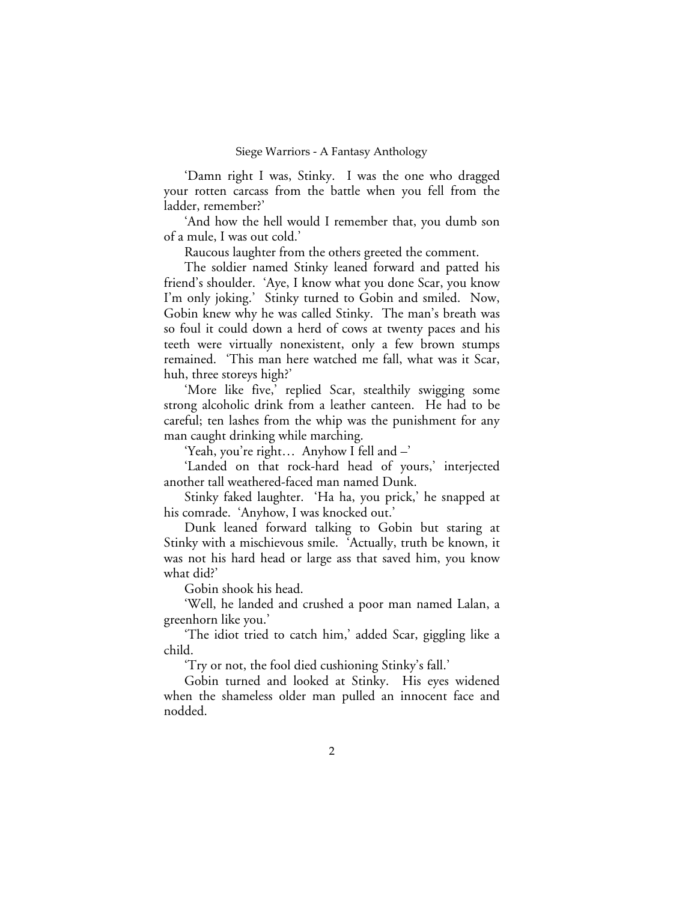'Damn right I was, Stinky. I was the one who dragged your rotten carcass from the battle when you fell from the ladder, remember?'

'And how the hell would I remember that, you dumb son of a mule, I was out cold.'

Raucous laughter from the others greeted the comment.

The soldier named Stinky leaned forward and patted his friend's shoulder. 'Aye, I know what you done Scar, you know I'm only joking.' Stinky turned to Gobin and smiled. Now, Gobin knew why he was called Stinky. The man's breath was so foul it could down a herd of cows at twenty paces and his teeth were virtually nonexistent, only a few brown stumps remained. 'This man here watched me fall, what was it Scar, huh, three storeys high?'

'More like five,' replied Scar, stealthily swigging some strong alcoholic drink from a leather canteen. He had to be careful; ten lashes from the whip was the punishment for any man caught drinking while marching.

'Yeah, you're right… Anyhow I fell and –'

'Landed on that rock-hard head of yours,' interjected another tall weathered-faced man named Dunk.

Stinky faked laughter. 'Ha ha, you prick,' he snapped at his comrade. 'Anyhow, I was knocked out.'

Dunk leaned forward talking to Gobin but staring at Stinky with a mischievous smile. 'Actually, truth be known, it was not his hard head or large ass that saved him, you know what did?'

Gobin shook his head.

'Well, he landed and crushed a poor man named Lalan, a greenhorn like you.'

'The idiot tried to catch him,' added Scar, giggling like a child.

'Try or not, the fool died cushioning Stinky's fall.'

Gobin turned and looked at Stinky. His eyes widened when the shameless older man pulled an innocent face and nodded.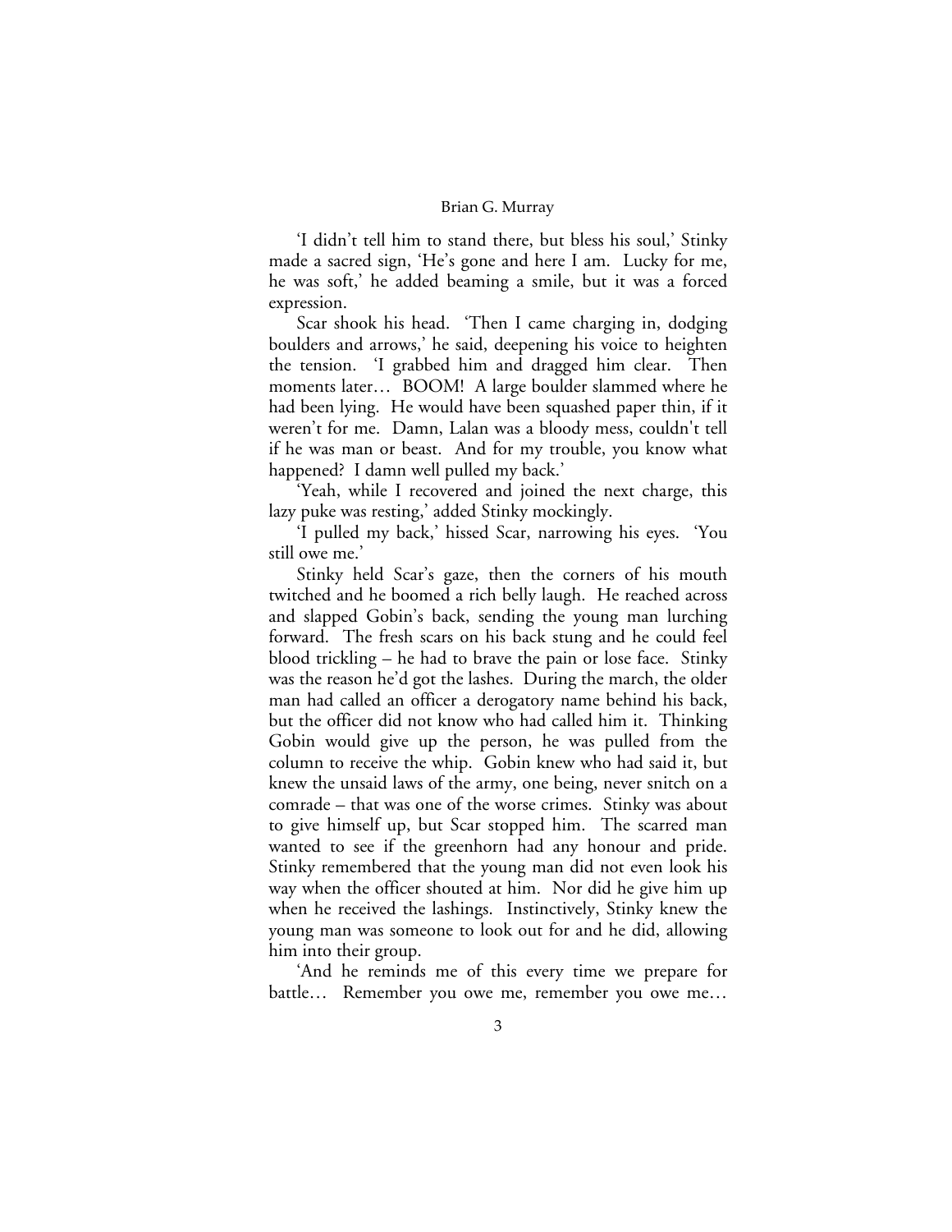'I didn't tell him to stand there, but bless his soul,' Stinky made a sacred sign, 'He's gone and here I am. Lucky for me, he was soft,' he added beaming a smile, but it was a forced expression.

Scar shook his head. 'Then I came charging in, dodging boulders and arrows,' he said, deepening his voice to heighten the tension. 'I grabbed him and dragged him clear. Then moments later… BOOM! A large boulder slammed where he had been lying. He would have been squashed paper thin, if it weren't for me. Damn, Lalan was a bloody mess, couldn't tell if he was man or beast. And for my trouble, you know what happened? I damn well pulled my back.'

'Yeah, while I recovered and joined the next charge, this lazy puke was resting,' added Stinky mockingly.

'I pulled my back,' hissed Scar, narrowing his eyes. 'You still owe me.'

Stinky held Scar's gaze, then the corners of his mouth twitched and he boomed a rich belly laugh. He reached across and slapped Gobin's back, sending the young man lurching forward. The fresh scars on his back stung and he could feel blood trickling – he had to brave the pain or lose face. Stinky was the reason he'd got the lashes. During the march, the older man had called an officer a derogatory name behind his back, but the officer did not know who had called him it. Thinking Gobin would give up the person, he was pulled from the column to receive the whip. Gobin knew who had said it, but knew the unsaid laws of the army, one being, never snitch on a comrade – that was one of the worse crimes. Stinky was about to give himself up, but Scar stopped him. The scarred man wanted to see if the greenhorn had any honour and pride. Stinky remembered that the young man did not even look his way when the officer shouted at him. Nor did he give him up when he received the lashings. Instinctively, Stinky knew the young man was someone to look out for and he did, allowing him into their group.

'And he reminds me of this every time we prepare for battle… Remember you owe me, remember you owe me…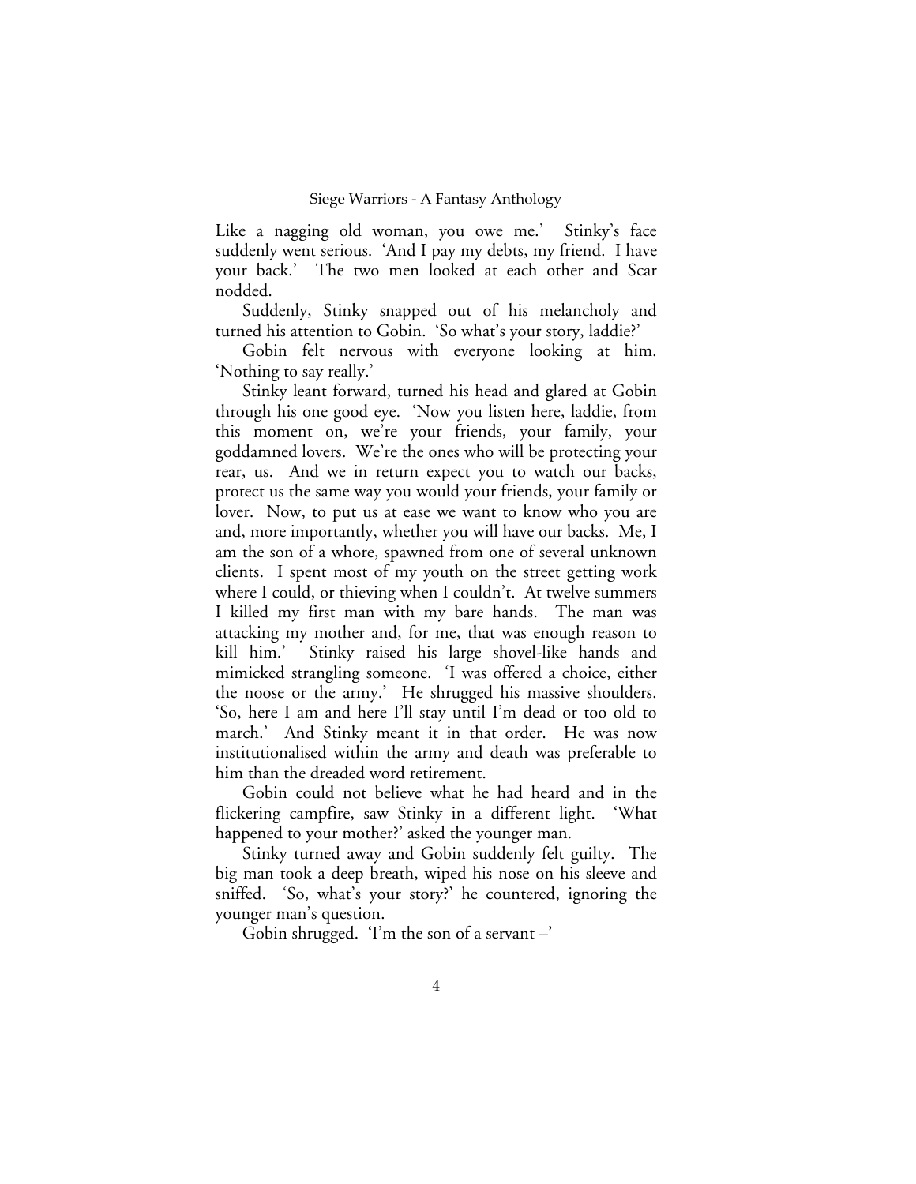Like a nagging old woman, you owe me.' Stinky's face suddenly went serious. 'And I pay my debts, my friend. I have your back.' The two men looked at each other and Scar nodded.

Suddenly, Stinky snapped out of his melancholy and turned his attention to Gobin. 'So what's your story, laddie?'

Gobin felt nervous with everyone looking at him. 'Nothing to say really.'

Stinky leant forward, turned his head and glared at Gobin through his one good eye. 'Now you listen here, laddie, from this moment on, we're your friends, your family, your goddamned lovers. We're the ones who will be protecting your rear, us. And we in return expect you to watch our backs, protect us the same way you would your friends, your family or lover. Now, to put us at ease we want to know who you are and, more importantly, whether you will have our backs. Me, I am the son of a whore, spawned from one of several unknown clients. I spent most of my youth on the street getting work where I could, or thieving when I couldn't. At twelve summers I killed my first man with my bare hands. The man was attacking my mother and, for me, that was enough reason to kill him.' Stinky raised his large shovel-like hands and mimicked strangling someone. 'I was offered a choice, either the noose or the army.' He shrugged his massive shoulders. 'So, here I am and here I'll stay until I'm dead or too old to march.' And Stinky meant it in that order. He was now institutionalised within the army and death was preferable to him than the dreaded word retirement.

Gobin could not believe what he had heard and in the flickering campfire, saw Stinky in a different light. 'What happened to your mother?' asked the younger man.

Stinky turned away and Gobin suddenly felt guilty. The big man took a deep breath, wiped his nose on his sleeve and sniffed. 'So, what's your story?' he countered, ignoring the younger man's question.

Gobin shrugged. 'I'm the son of a servant –'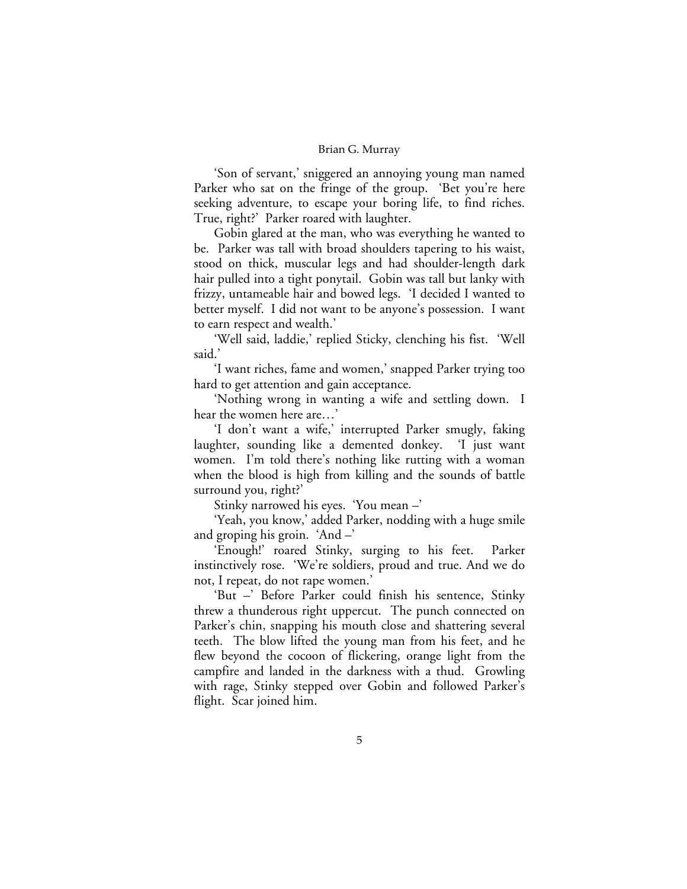'Son of servant,' sniggered an annoying young man named Parker who sat on the fringe of the group. 'Bet you're here seeking adventure, to escape your boring life, to find riches. True, right?' Parker roared with laughter.

Gobin glared at the man, who was everything he wanted to be. Parker was tall with broad shoulders tapering to his waist, stood on thick, muscular legs and had shoulder-length dark hair pulled into a tight ponytail. Gobin was tall but lanky with frizzy, untameable hair and bowed legs. 'I decided I wanted to better myself. I did not want to be anyone's possession. I want to earn respect and wealth.'

'Well said, laddie,' replied Sticky, clenching his fist. 'Well said.'

'I want riches, fame and women,' snapped Parker trying too hard to get attention and gain acceptance.

'Nothing wrong in wanting a wife and settling down. I hear the women here are…'

'I don't want a wife,' interrupted Parker smugly, faking laughter, sounding like a demented donkey. 'I just want women. I'm told there's nothing like rutting with a woman when the blood is high from killing and the sounds of battle surround you, right?'

Stinky narrowed his eyes. 'You mean –'

'Yeah, you know,' added Parker, nodding with a huge smile and groping his groin. 'And –'

'Enough!' roared Stinky, surging to his feet. Parker instinctively rose. 'We're soldiers, proud and true. And we do not, I repeat, do not rape women.'

'But –' Before Parker could finish his sentence, Stinky threw a thunderous right uppercut. The punch connected on Parker's chin, snapping his mouth close and shattering several teeth. The blow lifted the young man from his feet, and he flew beyond the cocoon of flickering, orange light from the campfire and landed in the darkness with a thud. Growling with rage, Stinky stepped over Gobin and followed Parker's flight. Scar joined him.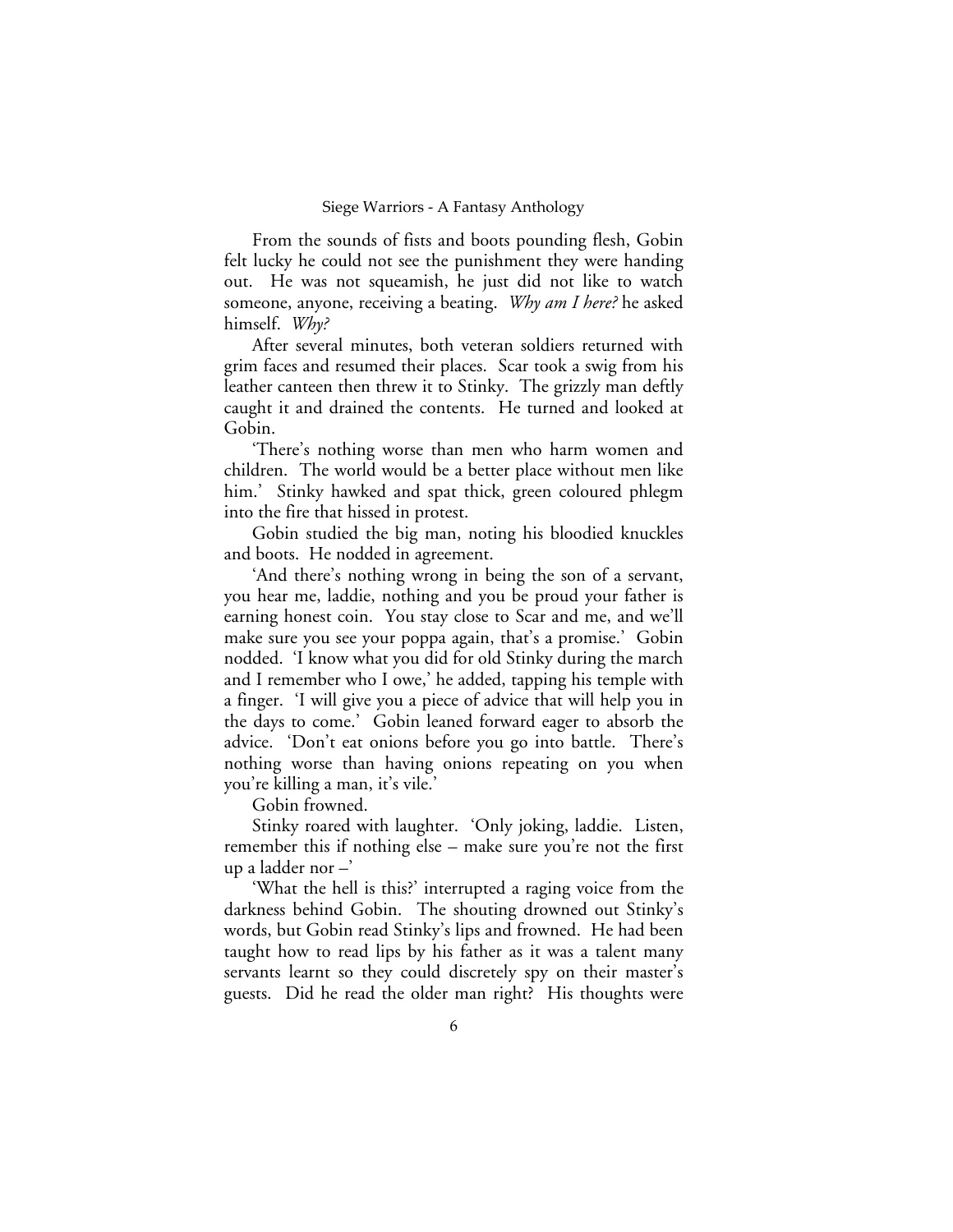From the sounds of fists and boots pounding flesh, Gobin felt lucky he could not see the punishment they were handing out. He was not squeamish, he just did not like to watch someone, anyone, receiving a beating. *Why am I here?* he asked himself. *Why?*

After several minutes, both veteran soldiers returned with grim faces and resumed their places. Scar took a swig from his leather canteen then threw it to Stinky. The grizzly man deftly caught it and drained the contents. He turned and looked at Gobin.

'There's nothing worse than men who harm women and children. The world would be a better place without men like him.' Stinky hawked and spat thick, green coloured phlegm into the fire that hissed in protest.

Gobin studied the big man, noting his bloodied knuckles and boots. He nodded in agreement.

'And there's nothing wrong in being the son of a servant, you hear me, laddie, nothing and you be proud your father is earning honest coin. You stay close to Scar and me, and we'll make sure you see your poppa again, that's a promise.' Gobin nodded. 'I know what you did for old Stinky during the march and I remember who I owe,' he added, tapping his temple with a finger. 'I will give you a piece of advice that will help you in the days to come.' Gobin leaned forward eager to absorb the advice. 'Don't eat onions before you go into battle. There's nothing worse than having onions repeating on you when you're killing a man, it's vile.'

Gobin frowned.

Stinky roared with laughter. 'Only joking, laddie. Listen, remember this if nothing else – make sure you're not the first up a ladder nor –'

'What the hell is this?' interrupted a raging voice from the darkness behind Gobin. The shouting drowned out Stinky's words, but Gobin read Stinky's lips and frowned. He had been taught how to read lips by his father as it was a talent many servants learnt so they could discretely spy on their master's guests. Did he read the older man right? His thoughts were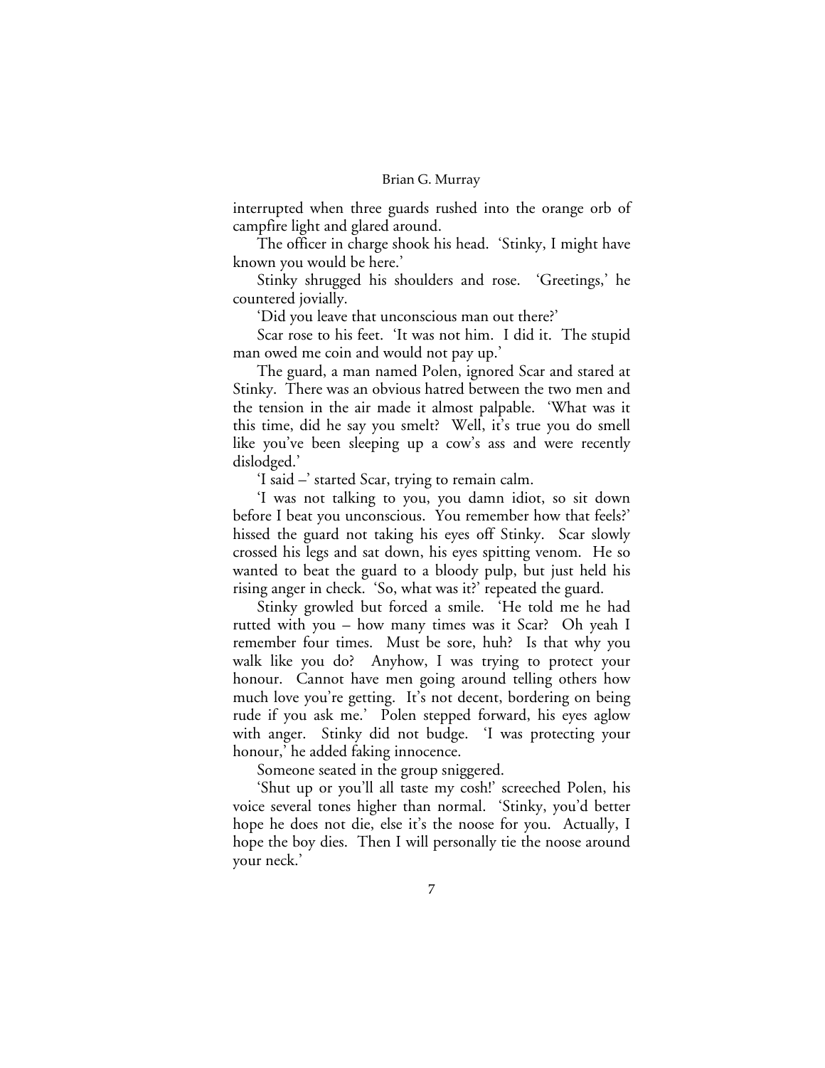interrupted when three guards rushed into the orange orb of campfire light and glared around.

The officer in charge shook his head. 'Stinky, I might have known you would be here.'

Stinky shrugged his shoulders and rose. 'Greetings,' he countered jovially.

'Did you leave that unconscious man out there?'

Scar rose to his feet. 'It was not him. I did it. The stupid man owed me coin and would not pay up.'

The guard, a man named Polen, ignored Scar and stared at Stinky. There was an obvious hatred between the two men and the tension in the air made it almost palpable. 'What was it this time, did he say you smelt? Well, it's true you do smell like you've been sleeping up a cow's ass and were recently dislodged.'

'I said –' started Scar, trying to remain calm.

'I was not talking to you, you damn idiot, so sit down before I beat you unconscious. You remember how that feels?' hissed the guard not taking his eyes off Stinky. Scar slowly crossed his legs and sat down, his eyes spitting venom. He so wanted to beat the guard to a bloody pulp, but just held his rising anger in check. 'So, what was it?' repeated the guard.

Stinky growled but forced a smile. 'He told me he had rutted with you – how many times was it Scar? Oh yeah I remember four times. Must be sore, huh? Is that why you walk like you do? Anyhow, I was trying to protect your honour. Cannot have men going around telling others how much love you're getting. It's not decent, bordering on being rude if you ask me.' Polen stepped forward, his eyes aglow with anger. Stinky did not budge. 'I was protecting your honour,' he added faking innocence.

Someone seated in the group sniggered.

'Shut up or you'll all taste my cosh!' screeched Polen, his voice several tones higher than normal. 'Stinky, you'd better hope he does not die, else it's the noose for you. Actually, I hope the boy dies. Then I will personally tie the noose around your neck.'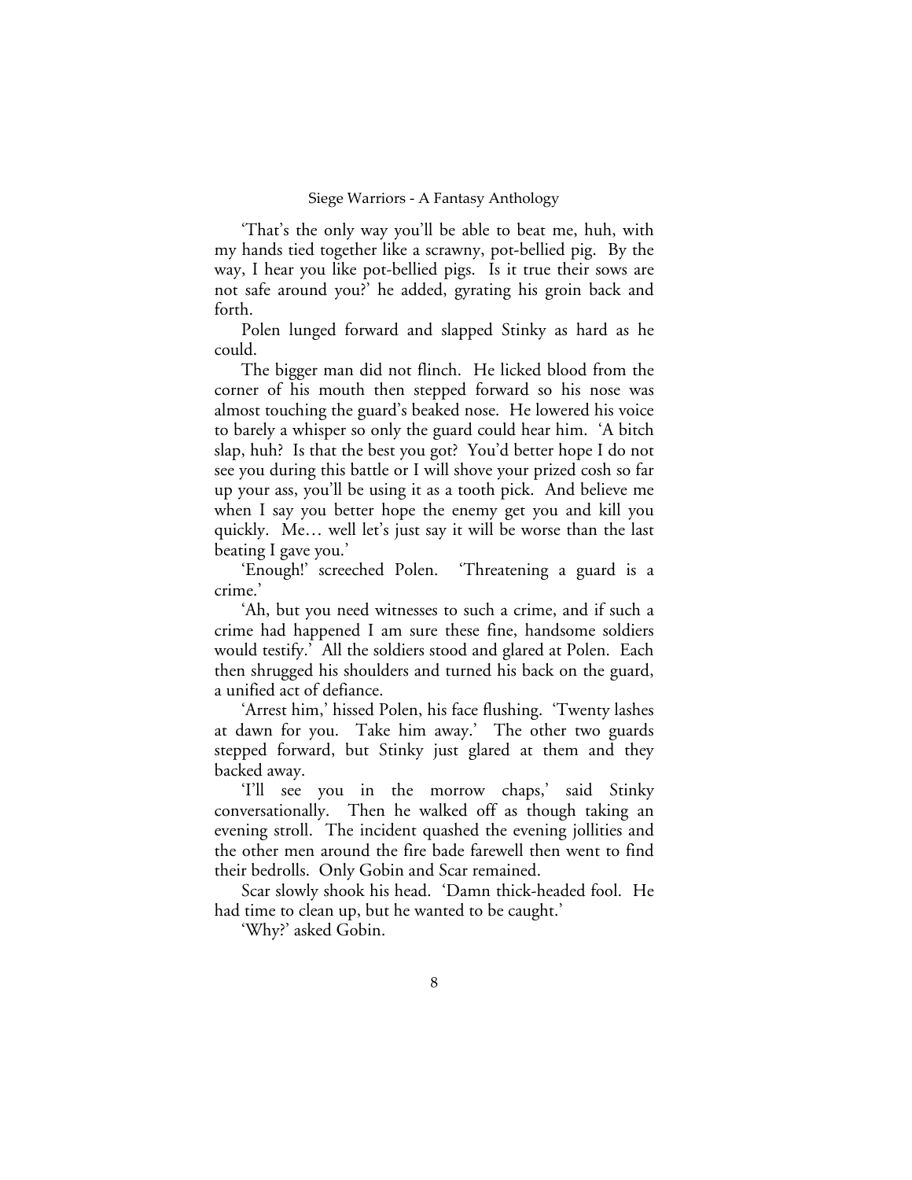'That's the only way you'll be able to beat me, huh, with my hands tied together like a scrawny, pot-bellied pig. By the way, I hear you like pot-bellied pigs. Is it true their sows are not safe around you?' he added, gyrating his groin back and forth.

Polen lunged forward and slapped Stinky as hard as he could.

The bigger man did not flinch. He licked blood from the corner of his mouth then stepped forward so his nose was almost touching the guard's beaked nose. He lowered his voice to barely a whisper so only the guard could hear him. 'A bitch slap, huh? Is that the best you got? You'd better hope I do not see you during this battle or I will shove your prized cosh so far up your ass, you'll be using it as a tooth pick. And believe me when I say you better hope the enemy get you and kill you quickly. Me… well let's just say it will be worse than the last beating I gave you.'

'Enough!' screeched Polen. 'Threatening a guard is a crime.'

'Ah, but you need witnesses to such a crime, and if such a crime had happened I am sure these fine, handsome soldiers would testify.' All the soldiers stood and glared at Polen. Each then shrugged his shoulders and turned his back on the guard, a unified act of defiance.

'Arrest him,' hissed Polen, his face flushing. 'Twenty lashes at dawn for you. Take him away.' The other two guards stepped forward, but Stinky just glared at them and they backed away.

'I'll see you in the morrow chaps,' said Stinky conversationally. Then he walked off as though taking an evening stroll. The incident quashed the evening jollities and the other men around the fire bade farewell then went to find their bedrolls. Only Gobin and Scar remained.

Scar slowly shook his head. 'Damn thick-headed fool. He had time to clean up, but he wanted to be caught.'

'Why?' asked Gobin.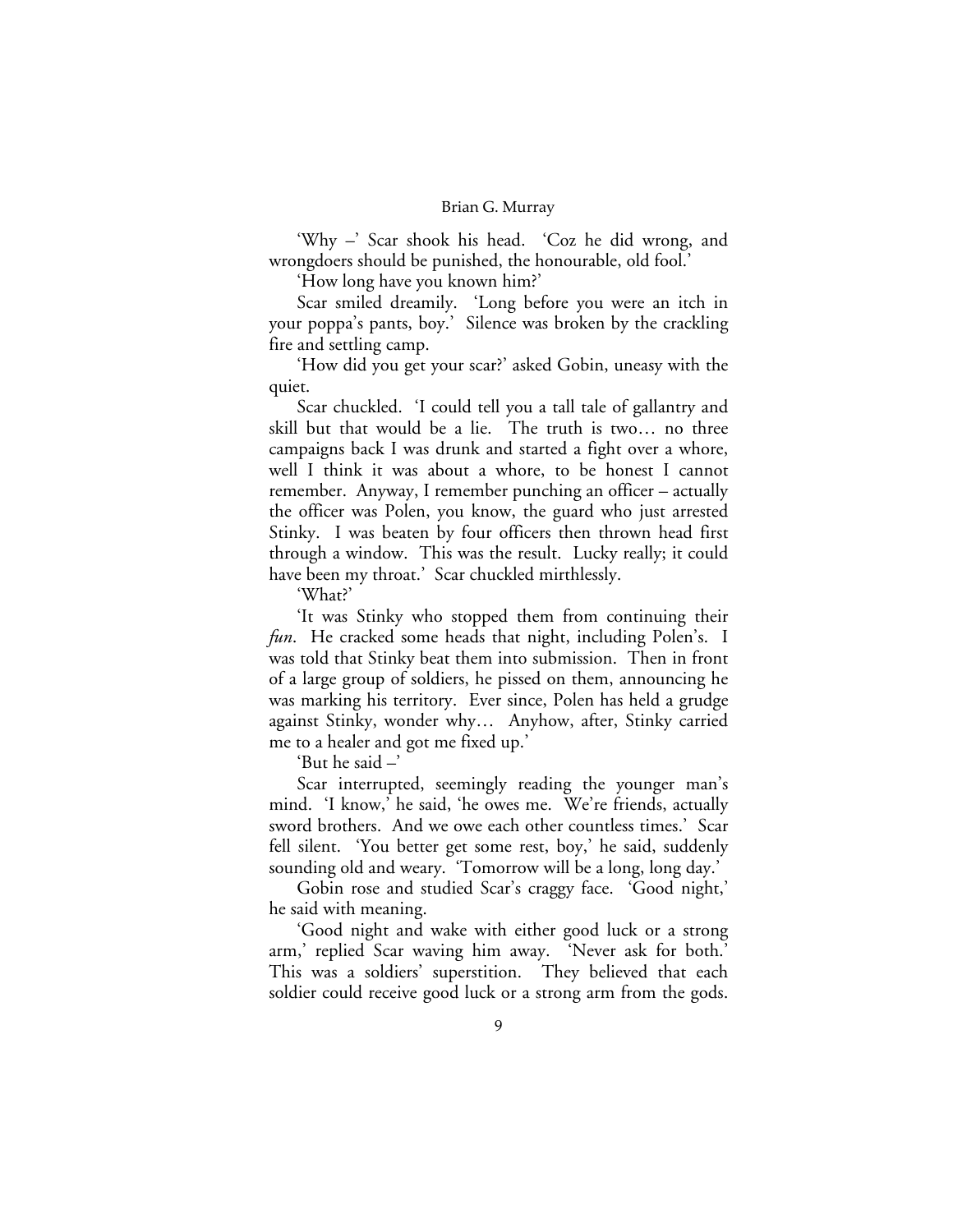'Why –' Scar shook his head. 'Coz he did wrong, and wrongdoers should be punished, the honourable, old fool.'

'How long have you known him?'

Scar smiled dreamily. 'Long before you were an itch in your poppa's pants, boy.' Silence was broken by the crackling fire and settling camp.

'How did you get your scar?' asked Gobin, uneasy with the quiet.

Scar chuckled. 'I could tell you a tall tale of gallantry and skill but that would be a lie. The truth is two… no three campaigns back I was drunk and started a fight over a whore, well I think it was about a whore, to be honest I cannot remember. Anyway, I remember punching an officer – actually the officer was Polen, you know, the guard who just arrested Stinky. I was beaten by four officers then thrown head first through a window. This was the result. Lucky really; it could have been my throat.' Scar chuckled mirthlessly.

'What?'

'It was Stinky who stopped them from continuing their *fun*. He cracked some heads that night, including Polen's. I was told that Stinky beat them into submission. Then in front of a large group of soldiers, he pissed on them, announcing he was marking his territory. Ever since, Polen has held a grudge against Stinky, wonder why… Anyhow, after, Stinky carried me to a healer and got me fixed up.'

'But he said –'

Scar interrupted, seemingly reading the younger man's mind. 'I know,' he said, 'he owes me. We're friends, actually sword brothers. And we owe each other countless times.' Scar fell silent. 'You better get some rest, boy,' he said, suddenly sounding old and weary. 'Tomorrow will be a long, long day.'

Gobin rose and studied Scar's craggy face. 'Good night,' he said with meaning.

'Good night and wake with either good luck or a strong arm,' replied Scar waving him away. 'Never ask for both.' This was a soldiers' superstition. They believed that each soldier could receive good luck or a strong arm from the gods.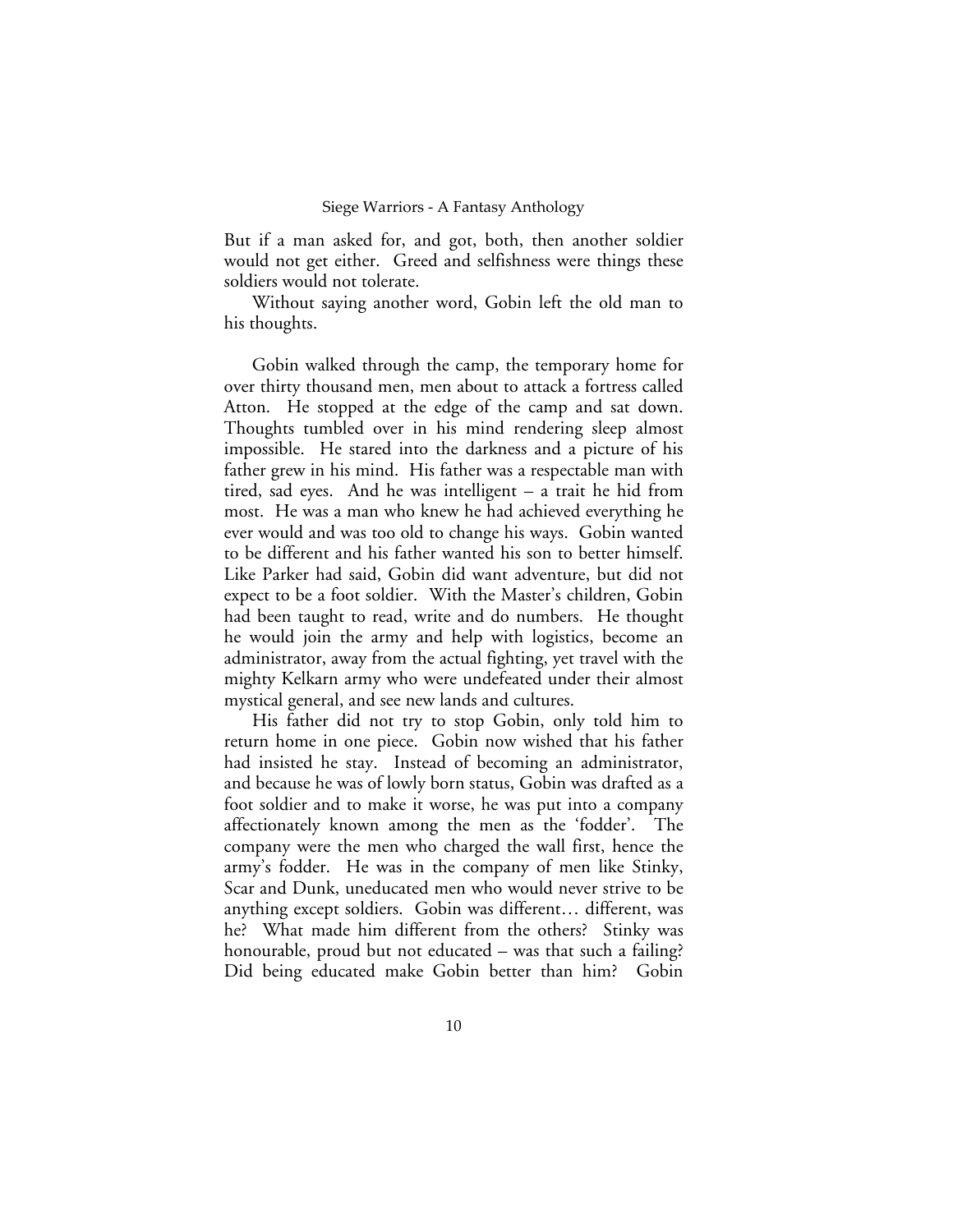But if a man asked for, and got, both, then another soldier would not get either. Greed and selfishness were things these soldiers would not tolerate.

Without saying another word, Gobin left the old man to his thoughts.

Gobin walked through the camp, the temporary home for over thirty thousand men, men about to attack a fortress called Atton. He stopped at the edge of the camp and sat down. Thoughts tumbled over in his mind rendering sleep almost impossible. He stared into the darkness and a picture of his father grew in his mind. His father was a respectable man with tired, sad eyes. And he was intelligent – a trait he hid from most. He was a man who knew he had achieved everything he ever would and was too old to change his ways. Gobin wanted to be different and his father wanted his son to better himself. Like Parker had said, Gobin did want adventure, but did not expect to be a foot soldier. With the Master's children, Gobin had been taught to read, write and do numbers. He thought he would join the army and help with logistics, become an administrator, away from the actual fighting, yet travel with the mighty Kelkarn army who were undefeated under their almost mystical general, and see new lands and cultures.

His father did not try to stop Gobin, only told him to return home in one piece. Gobin now wished that his father had insisted he stay. Instead of becoming an administrator, and because he was of lowly born status, Gobin was drafted as a foot soldier and to make it worse, he was put into a company affectionately known among the men as the 'fodder'. The company were the men who charged the wall first, hence the army's fodder. He was in the company of men like Stinky, Scar and Dunk, uneducated men who would never strive to be anything except soldiers. Gobin was different… different, was he? What made him different from the others? Stinky was honourable, proud but not educated – was that such a failing? Did being educated make Gobin better than him? Gobin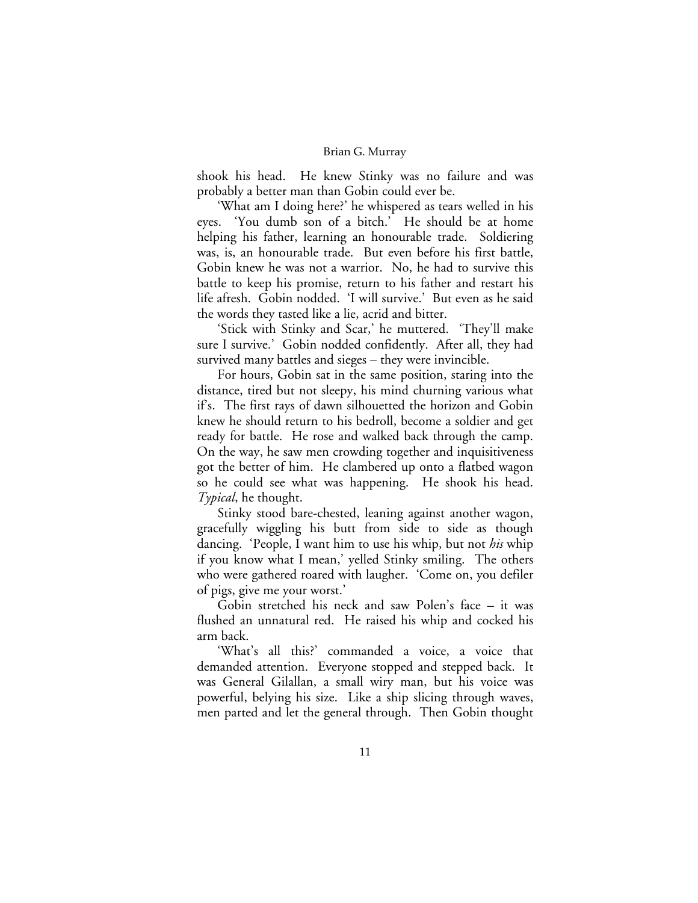shook his head. He knew Stinky was no failure and was probably a better man than Gobin could ever be.

'What am I doing here?' he whispered as tears welled in his eyes. 'You dumb son of a bitch.' He should be at home helping his father, learning an honourable trade. Soldiering was, is, an honourable trade. But even before his first battle, Gobin knew he was not a warrior. No, he had to survive this battle to keep his promise, return to his father and restart his life afresh. Gobin nodded. 'I will survive.' But even as he said the words they tasted like a lie, acrid and bitter.

'Stick with Stinky and Scar,' he muttered. 'They'll make sure I survive.' Gobin nodded confidently. After all, they had survived many battles and sieges – they were invincible.

For hours, Gobin sat in the same position, staring into the distance, tired but not sleepy, his mind churning various what if's. The first rays of dawn silhouetted the horizon and Gobin knew he should return to his bedroll, become a soldier and get ready for battle. He rose and walked back through the camp. On the way, he saw men crowding together and inquisitiveness got the better of him. He clambered up onto a flatbed wagon so he could see what was happening. He shook his head. *Typical*, he thought.

Stinky stood bare-chested, leaning against another wagon, gracefully wiggling his butt from side to side as though dancing. 'People, I want him to use his whip, but not *his* whip if you know what I mean,' yelled Stinky smiling. The others who were gathered roared with laugher. 'Come on, you defiler of pigs, give me your worst.'

Gobin stretched his neck and saw Polen's face – it was flushed an unnatural red. He raised his whip and cocked his arm back.

'What's all this?' commanded a voice, a voice that demanded attention. Everyone stopped and stepped back. It was General Gilallan, a small wiry man, but his voice was powerful, belying his size. Like a ship slicing through waves, men parted and let the general through. Then Gobin thought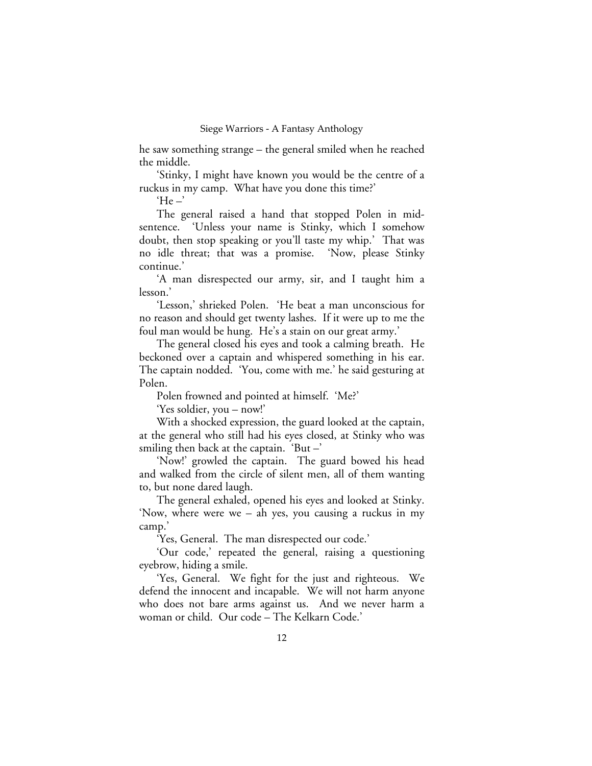he saw something strange – the general smiled when he reached the middle.

'Stinky, I might have known you would be the centre of a ruckus in my camp. What have you done this time?'

'He –'

The general raised a hand that stopped Polen in mid-sentence. 'Unless your name is Stinky, which I somehow doubt, then stop speaking or you'll taste my whip.' That was no idle threat; that was a promise. 'Now, please Stinky continue.'

'A man disrespected our army, sir, and I taught him a lesson.'

'Lesson,' shrieked Polen. 'He beat a man unconscious for no reason and should get twenty lashes. If it were up to me the foul man would be hung. He's a stain on our great army.'

The general closed his eyes and took a calming breath. He beckoned over a captain and whispered something in his ear. The captain nodded. 'You, come with me.' he said gesturing at Polen.

Polen frowned and pointed at himself. 'Me?'

'Yes soldier, you – now!'

With a shocked expression, the guard looked at the captain, at the general who still had his eyes closed, at Stinky who was smiling then back at the captain. 'But –'

'Now!' growled the captain. The guard bowed his head and walked from the circle of silent men, all of them wanting to, but none dared laugh.

The general exhaled, opened his eyes and looked at Stinky. 'Now, where were we – ah yes, you causing a ruckus in my camp.'

'Yes, General. The man disrespected our code.'

'Our code,' repeated the general, raising a questioning eyebrow, hiding a smile.

'Yes, General. We fight for the just and righteous. We defend the innocent and incapable. We will not harm anyone who does not bare arms against us. And we never harm a woman or child. Our code – The Kelkarn Code.'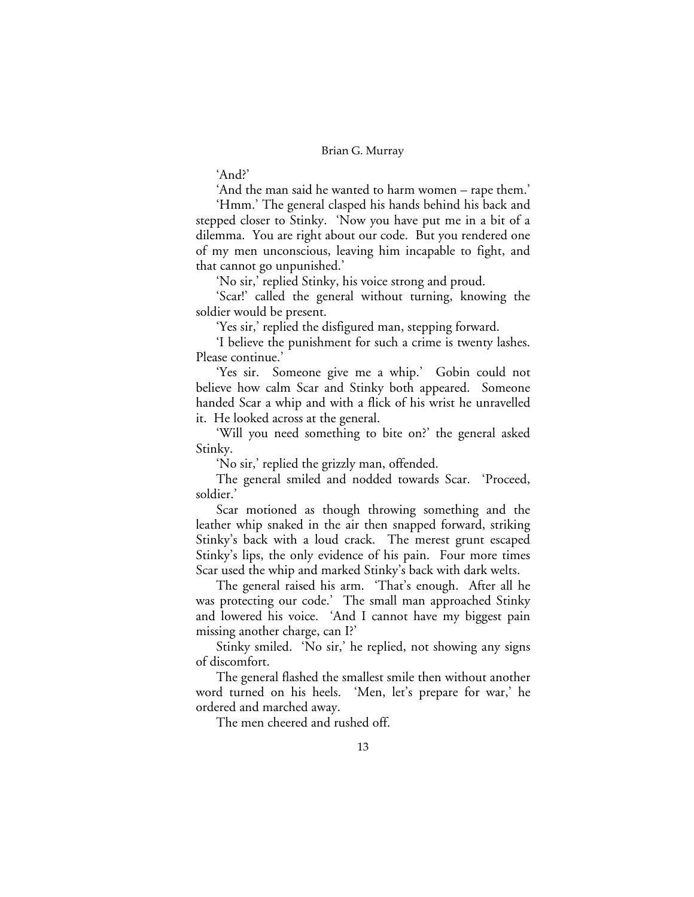'And?'

'And the man said he wanted to harm women – rape them.'

'Hmm.' The general clasped his hands behind his back and stepped closer to Stinky. 'Now you have put me in a bit of a dilemma. You are right about our code. But you rendered one of my men unconscious, leaving him incapable to fight, and that cannot go unpunished.'

'No sir,' replied Stinky, his voice strong and proud.

'Scar!' called the general without turning, knowing the soldier would be present.

'Yes sir,' replied the disfigured man, stepping forward.

'I believe the punishment for such a crime is twenty lashes. Please continue.'

'Yes sir. Someone give me a whip.' Gobin could not believe how calm Scar and Stinky both appeared. Someone handed Scar a whip and with a flick of his wrist he unravelled it. He looked across at the general.

'Will you need something to bite on?' the general asked Stinky.

'No sir,' replied the grizzly man, offended.

The general smiled and nodded towards Scar. 'Proceed, soldier.'

Scar motioned as though throwing something and the leather whip snaked in the air then snapped forward, striking Stinky's back with a loud crack. The merest grunt escaped Stinky's lips, the only evidence of his pain. Four more times Scar used the whip and marked Stinky's back with dark welts.

The general raised his arm. 'That's enough. After all he was protecting our code.' The small man approached Stinky and lowered his voice. 'And I cannot have my biggest pain missing another charge, can I?'

Stinky smiled. 'No sir,' he replied, not showing any signs of discomfort.

The general flashed the smallest smile then without another word turned on his heels. 'Men, let's prepare for war,' he ordered and marched away.

The men cheered and rushed off.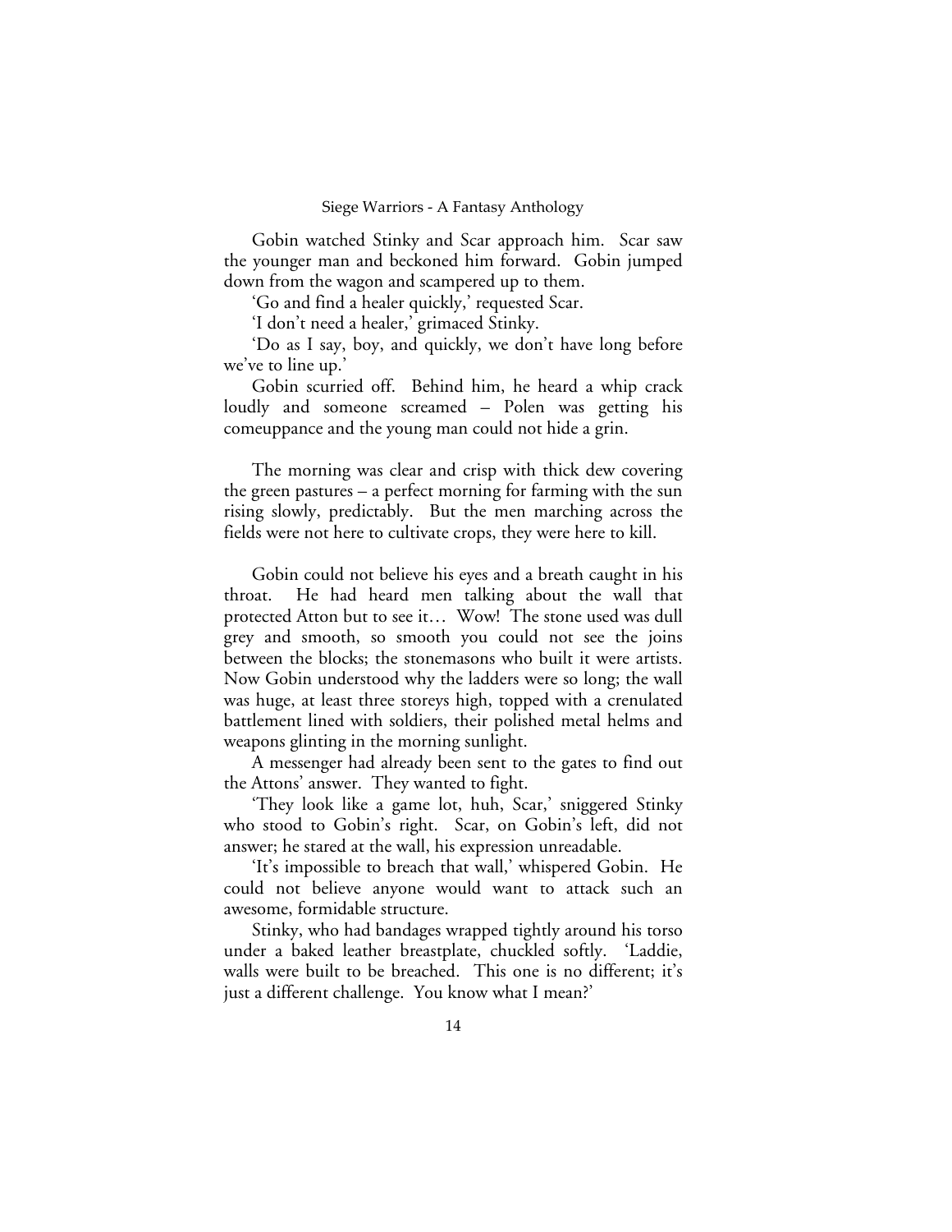Gobin watched Stinky and Scar approach him. Scar saw the younger man and beckoned him forward. Gobin jumped down from the wagon and scampered up to them.

'Go and find a healer quickly,' requested Scar.

'I don't need a healer,' grimaced Stinky.

'Do as I say, boy, and quickly, we don't have long before we've to line up.'

Gobin scurried off. Behind him, he heard a whip crack loudly and someone screamed – Polen was getting his comeuppance and the young man could not hide a grin.

The morning was clear and crisp with thick dew covering the green pastures – a perfect morning for farming with the sun rising slowly, predictably. But the men marching across the fields were not here to cultivate crops, they were here to kill.

Gobin could not believe his eyes and a breath caught in his throat. He had heard men talking about the wall that protected Atton but to see it… Wow! The stone used was dull grey and smooth, so smooth you could not see the joins between the blocks; the stonemasons who built it were artists. Now Gobin understood why the ladders were so long; the wall was huge, at least three storeys high, topped with a crenulated battlement lined with soldiers, their polished metal helms and weapons glinting in the morning sunlight.

A messenger had already been sent to the gates to find out the Attons' answer. They wanted to fight.

'They look like a game lot, huh, Scar,' sniggered Stinky who stood to Gobin's right. Scar, on Gobin's left, did not answer; he stared at the wall, his expression unreadable.

'It's impossible to breach that wall,' whispered Gobin. He could not believe anyone would want to attack such an awesome, formidable structure.

Stinky, who had bandages wrapped tightly around his torso under a baked leather breastplate, chuckled softly. 'Laddie, walls were built to be breached. This one is no different; it's just a different challenge. You know what I mean?'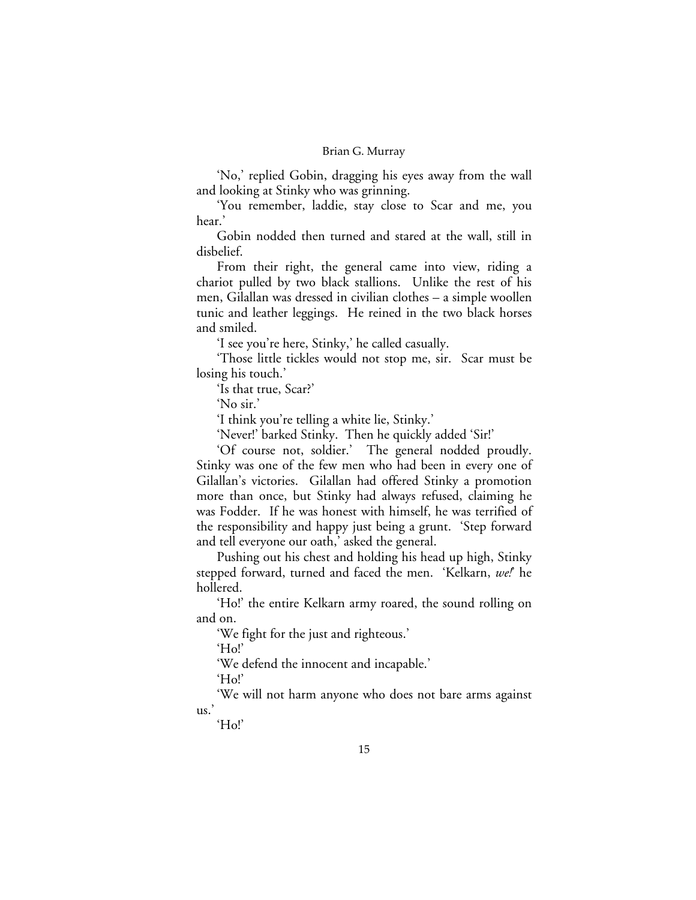'No,' replied Gobin, dragging his eyes away from the wall and looking at Stinky who was grinning.

'You remember, laddie, stay close to Scar and me, you hear.'

Gobin nodded then turned and stared at the wall, still in disbelief.

From their right, the general came into view, riding a chariot pulled by two black stallions. Unlike the rest of his men, Gilallan was dressed in civilian clothes – a simple woollen tunic and leather leggings. He reined in the two black horses and smiled.

'I see you're here, Stinky,' he called casually.

'Those little tickles would not stop me, sir. Scar must be losing his touch.'

'Is that true, Scar?'

'No sir.'

'I think you're telling a white lie, Stinky.'

'Never!' barked Stinky. Then he quickly added 'Sir!'

'Of course not, soldier.' The general nodded proudly. Stinky was one of the few men who had been in every one of Gilallan's victories. Gilallan had offered Stinky a promotion more than once, but Stinky had always refused, claiming he was Fodder. If he was honest with himself, he was terrified of the responsibility and happy just being a grunt. 'Step forward and tell everyone our oath,' asked the general.

Pushing out his chest and holding his head up high, Stinky stepped forward, turned and faced the men. 'Kelkarn, *we!*' he hollered.

'Ho!' the entire Kelkarn army roared, the sound rolling on and on.

'We fight for the just and righteous.'

'Ho!'

'We defend the innocent and incapable.'

'Ho!'

'We will not harm anyone who does not bare arms against us.'

'Ho!'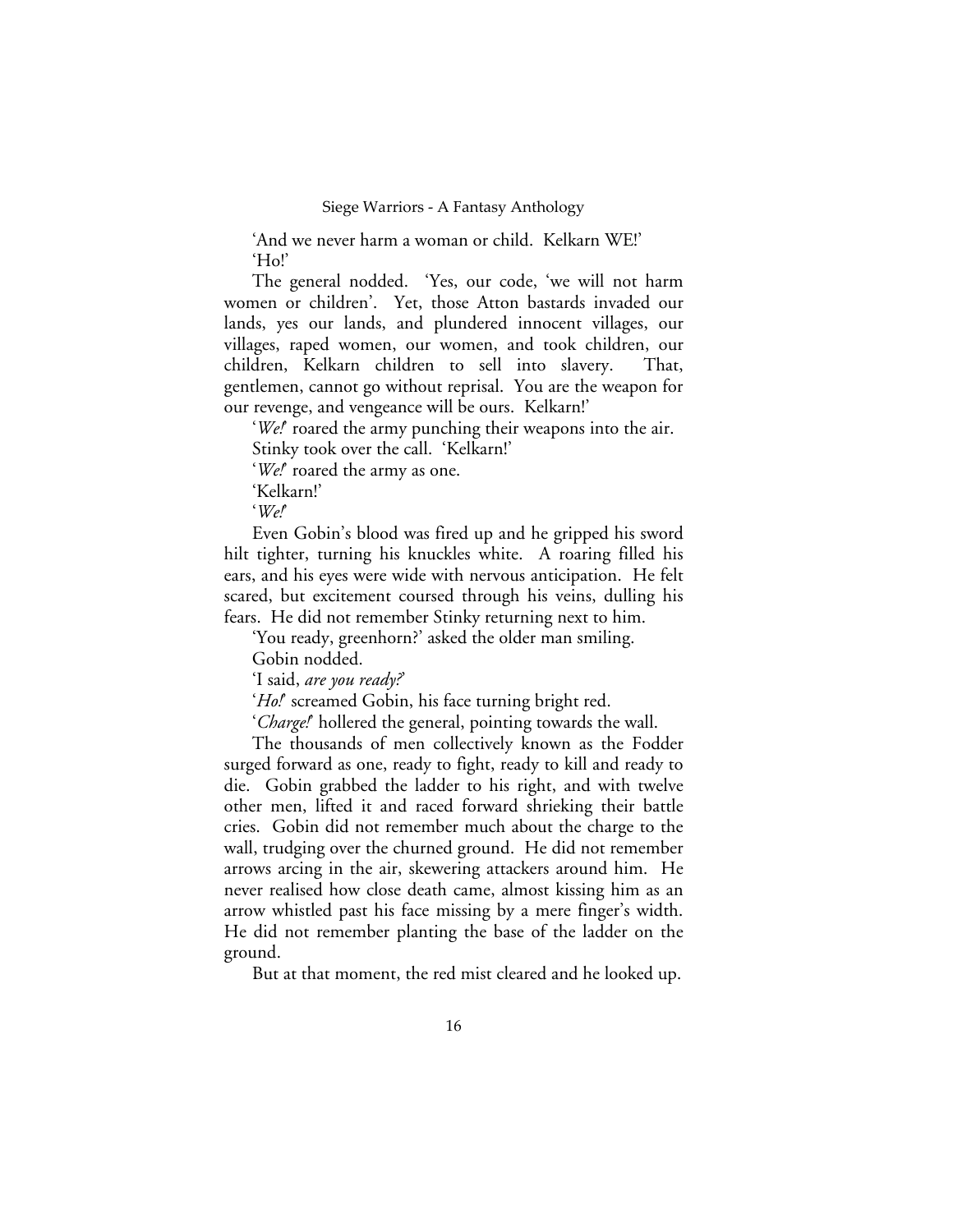'And we never harm a woman or child. Kelkarn WE!'

'Ho!'

The general nodded. 'Yes, our code, 'we will not harm women or children'. Yet, those Atton bastards invaded our lands, yes our lands, and plundered innocent villages, our villages, raped women, our women, and took children, our children, Kelkarn children to sell into slavery. That, gentlemen, cannot go without reprisal. You are the weapon for our revenge, and vengeance will be ours. Kelkarn!'

'*We!*' roared the army punching their weapons into the air.

Stinky took over the call. 'Kelkarn!'

'*We!*' roared the army as one.

'Kelkarn!'

'*We!*'

Even Gobin's blood was fired up and he gripped his sword hilt tighter, turning his knuckles white. A roaring filled his ears, and his eyes were wide with nervous anticipation. He felt scared, but excitement coursed through his veins, dulling his fears. He did not remember Stinky returning next to him.

'You ready, greenhorn?' asked the older man smiling.

Gobin nodded.

'I said, *are you ready?*'

'*Ho!*' screamed Gobin, his face turning bright red.

'*Charge!*' hollered the general, pointing towards the wall.

The thousands of men collectively known as the Fodder surged forward as one, ready to fight, ready to kill and ready to die. Gobin grabbed the ladder to his right, and with twelve other men, lifted it and raced forward shrieking their battle cries. Gobin did not remember much about the charge to the wall, trudging over the churned ground. He did not remember arrows arcing in the air, skewering attackers around him. He never realised how close death came, almost kissing him as an arrow whistled past his face missing by a mere finger's width. He did not remember planting the base of the ladder on the ground.

But at that moment, the red mist cleared and he looked up.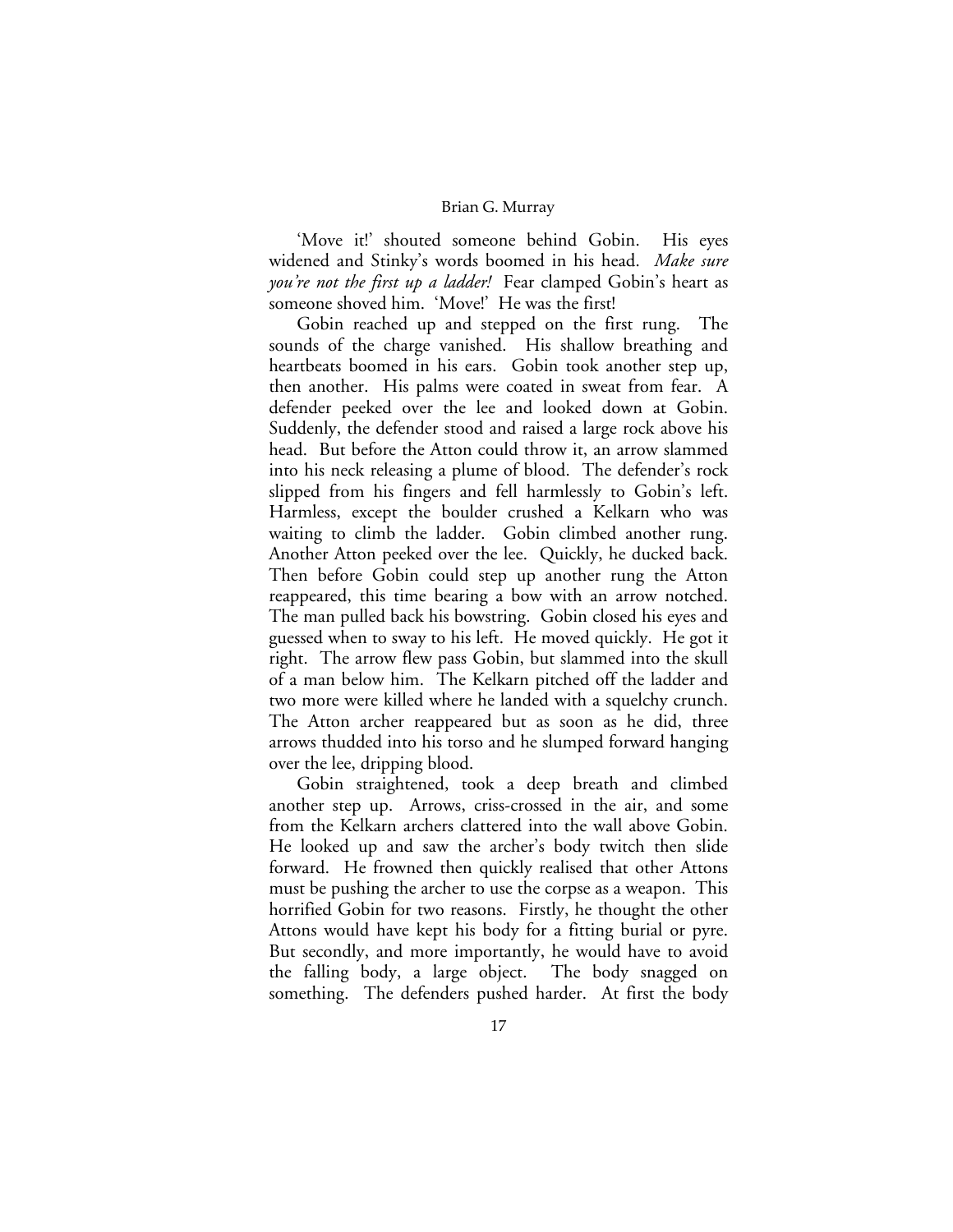'Move it!' shouted someone behind Gobin. His eyes widened and Stinky's words boomed in his head. *Make sure you're not the first up a ladder!* Fear clamped Gobin's heart as someone shoved him. 'Move!' He was the first!

Gobin reached up and stepped on the first rung. The sounds of the charge vanished. His shallow breathing and heartbeats boomed in his ears. Gobin took another step up, then another. His palms were coated in sweat from fear. A defender peeked over the lee and looked down at Gobin. Suddenly, the defender stood and raised a large rock above his head. But before the Atton could throw it, an arrow slammed into his neck releasing a plume of blood. The defender's rock slipped from his fingers and fell harmlessly to Gobin's left. Harmless, except the boulder crushed a Kelkarn who was waiting to climb the ladder. Gobin climbed another rung. Another Atton peeked over the lee. Quickly, he ducked back. Then before Gobin could step up another rung the Atton reappeared, this time bearing a bow with an arrow notched. The man pulled back his bowstring. Gobin closed his eyes and guessed when to sway to his left. He moved quickly. He got it right. The arrow flew pass Gobin, but slammed into the skull of a man below him. The Kelkarn pitched off the ladder and two more were killed where he landed with a squelchy crunch. The Atton archer reappeared but as soon as he did, three arrows thudded into his torso and he slumped forward hanging over the lee, dripping blood.

Gobin straightened, took a deep breath and climbed another step up. Arrows, criss-crossed in the air, and some from the Kelkarn archers clattered into the wall above Gobin. He looked up and saw the archer's body twitch then slide forward. He frowned then quickly realised that other Attons must be pushing the archer to use the corpse as a weapon. This horrified Gobin for two reasons. Firstly, he thought the other Attons would have kept his body for a fitting burial or pyre. But secondly, and more importantly, he would have to avoid the falling body, a large object. The body snagged on something. The defenders pushed harder. At first the body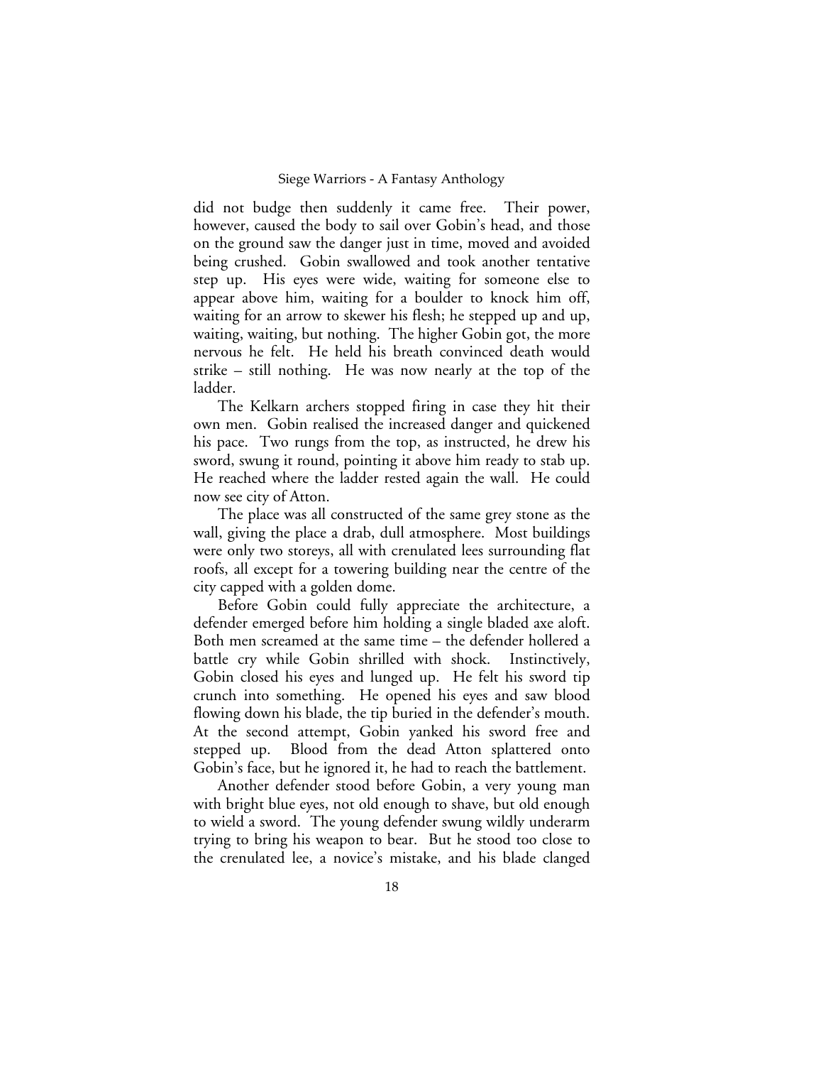did not budge then suddenly it came free. Their power, however, caused the body to sail over Gobin's head, and those on the ground saw the danger just in time, moved and avoided being crushed. Gobin swallowed and took another tentative step up. His eyes were wide, waiting for someone else to appear above him, waiting for a boulder to knock him off, waiting for an arrow to skewer his flesh; he stepped up and up, waiting, waiting, but nothing. The higher Gobin got, the more nervous he felt. He held his breath convinced death would strike – still nothing. He was now nearly at the top of the ladder.

The Kelkarn archers stopped firing in case they hit their own men. Gobin realised the increased danger and quickened his pace. Two rungs from the top, as instructed, he drew his sword, swung it round, pointing it above him ready to stab up. He reached where the ladder rested again the wall. He could now see city of Atton.

The place was all constructed of the same grey stone as the wall, giving the place a drab, dull atmosphere. Most buildings were only two storeys, all with crenulated lees surrounding flat roofs, all except for a towering building near the centre of the city capped with a golden dome.

Before Gobin could fully appreciate the architecture, a defender emerged before him holding a single bladed axe aloft. Both men screamed at the same time – the defender hollered a battle cry while Gobin shrilled with shock. Instinctively, Gobin closed his eyes and lunged up. He felt his sword tip crunch into something. He opened his eyes and saw blood flowing down his blade, the tip buried in the defender's mouth. At the second attempt, Gobin yanked his sword free and stepped up. Blood from the dead Atton splattered onto Gobin's face, but he ignored it, he had to reach the battlement.

Another defender stood before Gobin, a very young man with bright blue eyes, not old enough to shave, but old enough to wield a sword. The young defender swung wildly underarm trying to bring his weapon to bear. But he stood too close to the crenulated lee, a novice's mistake, and his blade clanged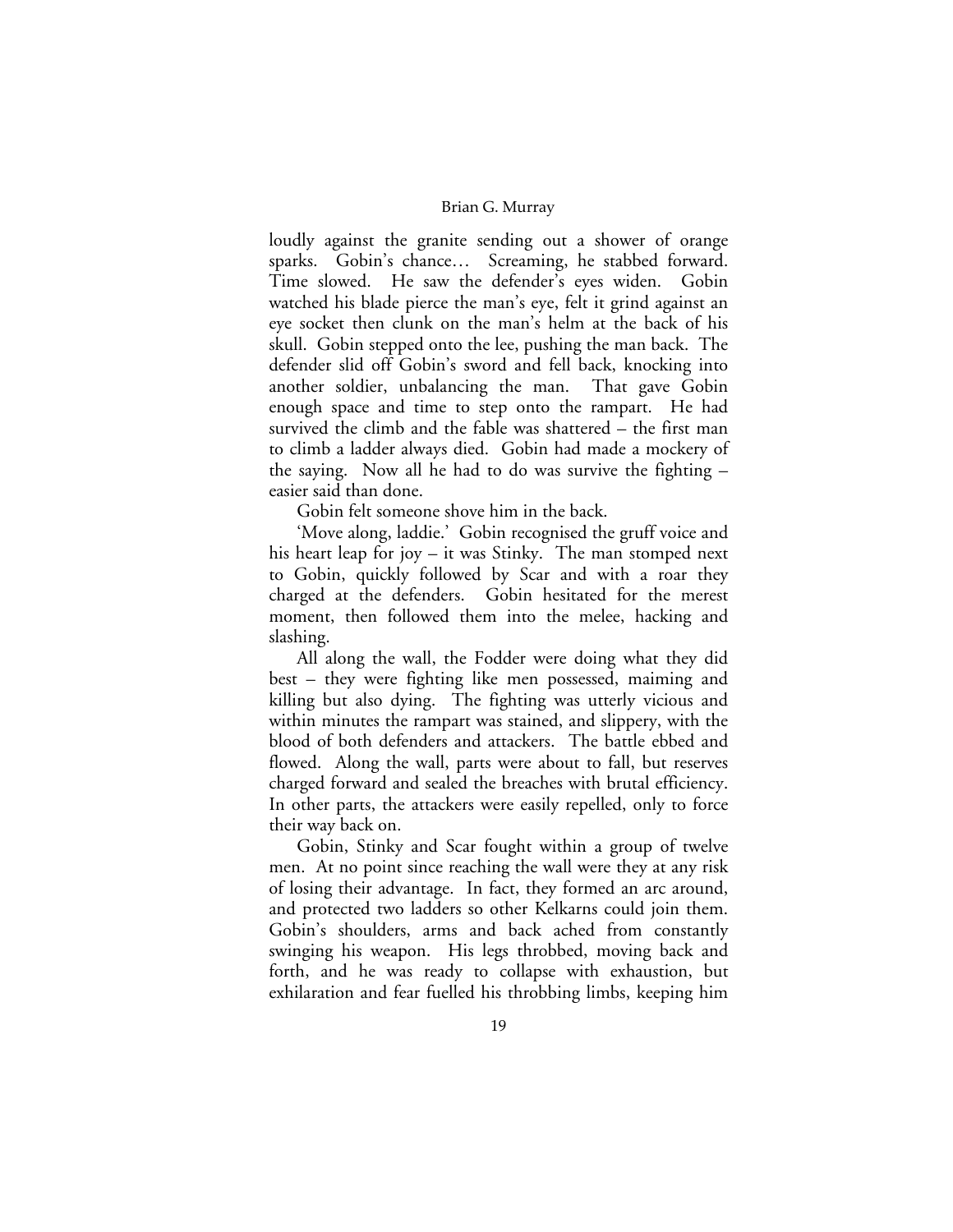loudly against the granite sending out a shower of orange sparks. Gobin's chance… Screaming, he stabbed forward. Time slowed. He saw the defender's eyes widen. Gobin watched his blade pierce the man's eye, felt it grind against an eye socket then clunk on the man's helm at the back of his skull. Gobin stepped onto the lee, pushing the man back. The defender slid off Gobin's sword and fell back, knocking into another soldier, unbalancing the man. That gave Gobin enough space and time to step onto the rampart. He had survived the climb and the fable was shattered – the first man to climb a ladder always died. Gobin had made a mockery of the saying. Now all he had to do was survive the fighting – easier said than done.

Gobin felt someone shove him in the back.

'Move along, laddie.' Gobin recognised the gruff voice and his heart leap for joy – it was Stinky. The man stomped next to Gobin, quickly followed by Scar and with a roar they charged at the defenders. Gobin hesitated for the merest moment, then followed them into the melee, hacking and slashing.

All along the wall, the Fodder were doing what they did best – they were fighting like men possessed, maiming and killing but also dying. The fighting was utterly vicious and within minutes the rampart was stained, and slippery, with the blood of both defenders and attackers. The battle ebbed and flowed. Along the wall, parts were about to fall, but reserves charged forward and sealed the breaches with brutal efficiency. In other parts, the attackers were easily repelled, only to force their way back on.

Gobin, Stinky and Scar fought within a group of twelve men. At no point since reaching the wall were they at any risk of losing their advantage. In fact, they formed an arc around, and protected two ladders so other Kelkarns could join them. Gobin's shoulders, arms and back ached from constantly swinging his weapon. His legs throbbed, moving back and forth, and he was ready to collapse with exhaustion, but exhilaration and fear fuelled his throbbing limbs, keeping him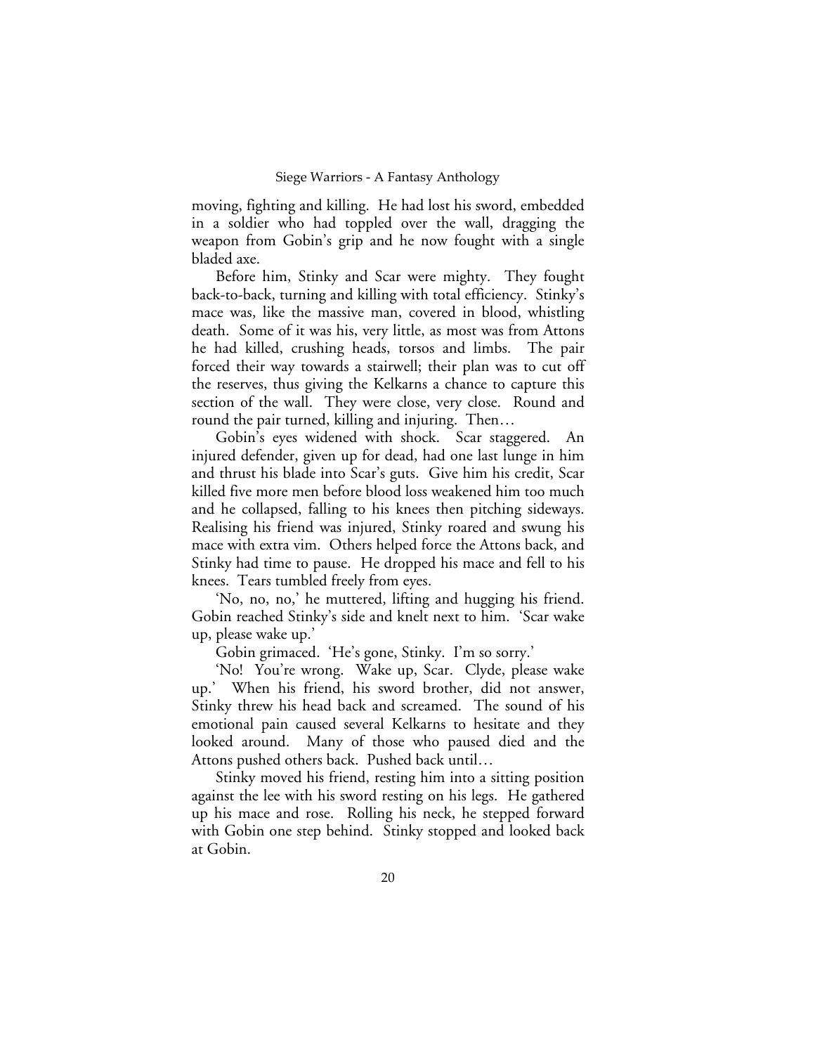moving, fighting and killing. He had lost his sword, embedded in a soldier who had toppled over the wall, dragging the weapon from Gobin's grip and he now fought with a single bladed axe.

Before him, Stinky and Scar were mighty. They fought back-to-back, turning and killing with total efficiency. Stinky's mace was, like the massive man, covered in blood, whistling death. Some of it was his, very little, as most was from Attons he had killed, crushing heads, torsos and limbs. The pair forced their way towards a stairwell; their plan was to cut off the reserves, thus giving the Kelkarns a chance to capture this section of the wall. They were close, very close. Round and round the pair turned, killing and injuring. Then…

Gobin's eyes widened with shock. Scar staggered. An injured defender, given up for dead, had one last lunge in him and thrust his blade into Scar's guts. Give him his credit, Scar killed five more men before blood loss weakened him too much and he collapsed, falling to his knees then pitching sideways. Realising his friend was injured, Stinky roared and swung his mace with extra vim. Others helped force the Attons back, and Stinky had time to pause. He dropped his mace and fell to his knees. Tears tumbled freely from eyes.

'No, no, no,' he muttered, lifting and hugging his friend. Gobin reached Stinky's side and knelt next to him. 'Scar wake up, please wake up.'

Gobin grimaced. 'He's gone, Stinky. I'm so sorry.'

'No! You're wrong. Wake up, Scar. Clyde, please wake up.' When his friend, his sword brother, did not answer, Stinky threw his head back and screamed. The sound of his emotional pain caused several Kelkarns to hesitate and they looked around. Many of those who paused died and the Attons pushed others back. Pushed back until…

Stinky moved his friend, resting him into a sitting position against the lee with his sword resting on his legs. He gathered up his mace and rose. Rolling his neck, he stepped forward with Gobin one step behind. Stinky stopped and looked back at Gobin.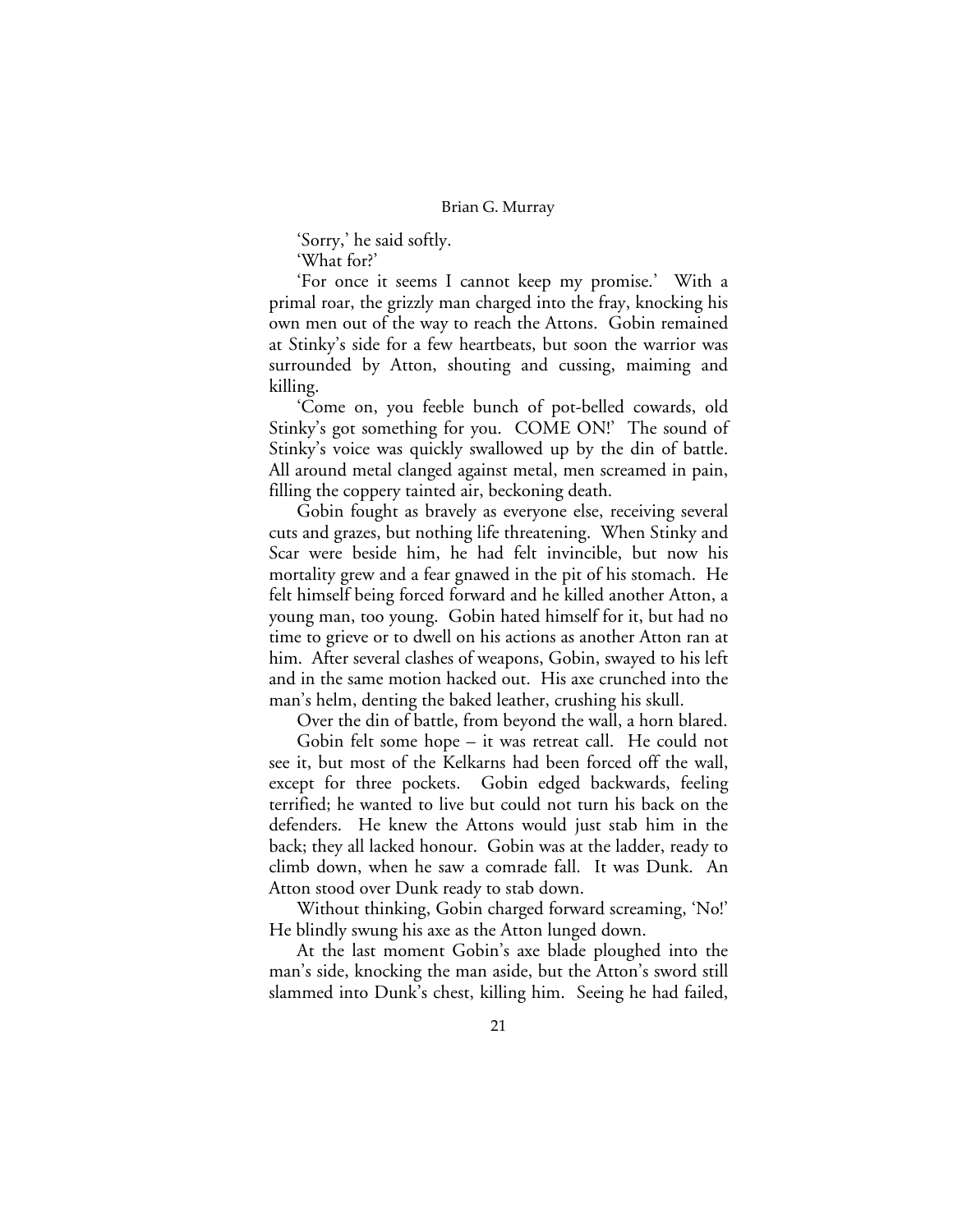'Sorry,' he said softly.

'What for?'

'For once it seems I cannot keep my promise.' With a primal roar, the grizzly man charged into the fray, knocking his own men out of the way to reach the Attons. Gobin remained at Stinky's side for a few heartbeats, but soon the warrior was surrounded by Atton, shouting and cussing, maiming and killing.

'Come on, you feeble bunch of pot-belled cowards, old Stinky's got something for you. COME ON!' The sound of Stinky's voice was quickly swallowed up by the din of battle. All around metal clanged against metal, men screamed in pain, filling the coppery tainted air, beckoning death.

Gobin fought as bravely as everyone else, receiving several cuts and grazes, but nothing life threatening. When Stinky and Scar were beside him, he had felt invincible, but now his mortality grew and a fear gnawed in the pit of his stomach. He felt himself being forced forward and he killed another Atton, a young man, too young. Gobin hated himself for it, but had no time to grieve or to dwell on his actions as another Atton ran at him. After several clashes of weapons, Gobin, swayed to his left and in the same motion hacked out. His axe crunched into the man's helm, denting the baked leather, crushing his skull.

Over the din of battle, from beyond the wall, a horn blared.

Gobin felt some hope – it was retreat call. He could not see it, but most of the Kelkarns had been forced off the wall, except for three pockets. Gobin edged backwards, feeling terrified; he wanted to live but could not turn his back on the defenders. He knew the Attons would just stab him in the back; they all lacked honour. Gobin was at the ladder, ready to climb down, when he saw a comrade fall. It was Dunk. An Atton stood over Dunk ready to stab down.

Without thinking, Gobin charged forward screaming, 'No!' He blindly swung his axe as the Atton lunged down.

At the last moment Gobin's axe blade ploughed into the man's side, knocking the man aside, but the Atton's sword still slammed into Dunk's chest, killing him. Seeing he had failed,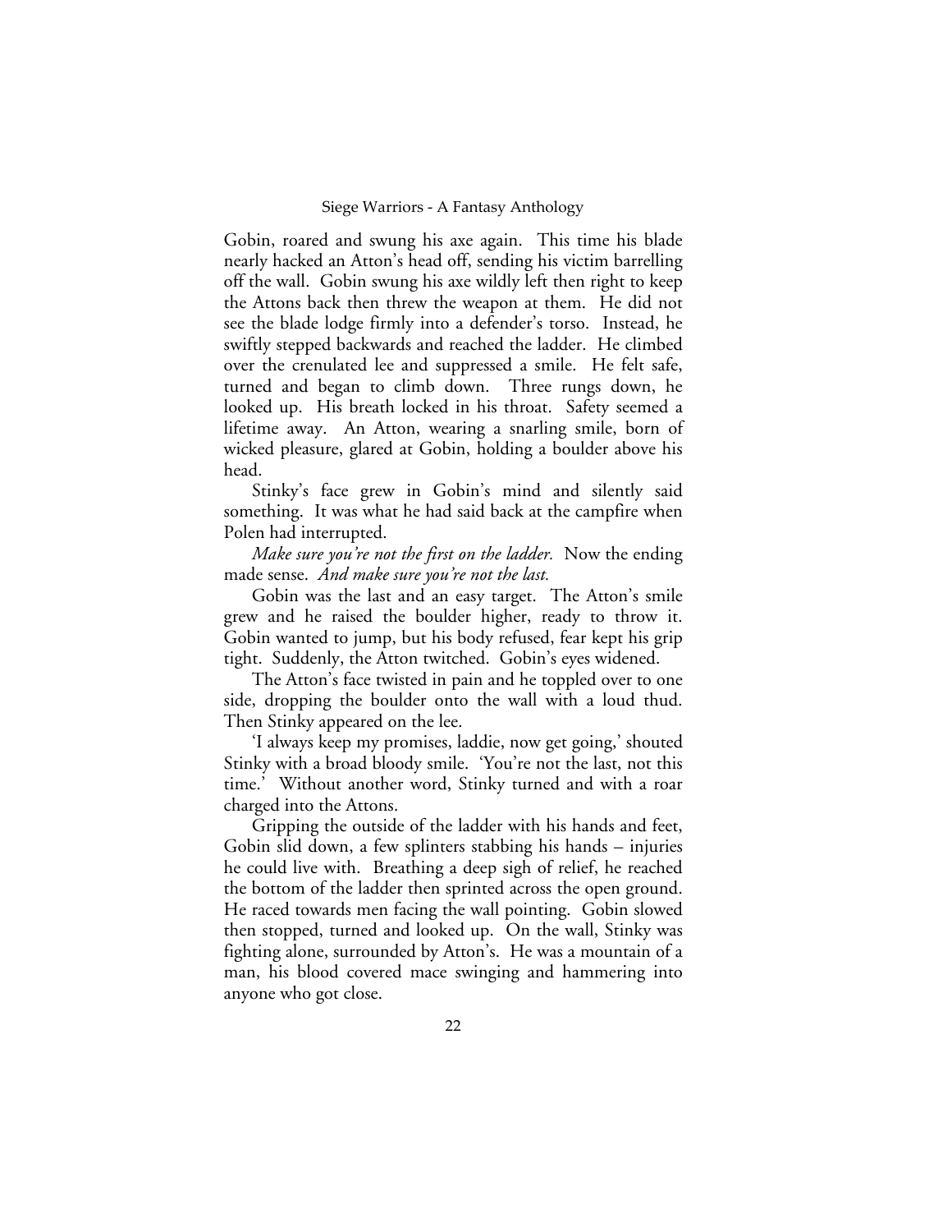Gobin, roared and swung his axe again. This time his blade nearly hacked an Atton's head off, sending his victim barrelling off the wall. Gobin swung his axe wildly left then right to keep the Attons back then threw the weapon at them. He did not see the blade lodge firmly into a defender's torso. Instead, he swiftly stepped backwards and reached the ladder. He climbed over the crenulated lee and suppressed a smile. He felt safe, turned and began to climb down. Three rungs down, he looked up. His breath locked in his throat. Safety seemed a lifetime away. An Atton, wearing a snarling smile, born of wicked pleasure, glared at Gobin, holding a boulder above his head.

Stinky's face grew in Gobin's mind and silently said something. It was what he had said back at the campfire when Polen had interrupted.

*Make sure you're not the first on the ladder.* Now the ending made sense. *And make sure you're not the last.*

Gobin was the last and an easy target. The Atton's smile grew and he raised the boulder higher, ready to throw it. Gobin wanted to jump, but his body refused, fear kept his grip tight. Suddenly, the Atton twitched. Gobin's eyes widened.

The Atton's face twisted in pain and he toppled over to one side, dropping the boulder onto the wall with a loud thud. Then Stinky appeared on the lee.

'I always keep my promises, laddie, now get going,' shouted Stinky with a broad bloody smile. 'You're not the last, not this time.' Without another word, Stinky turned and with a roar charged into the Attons.

Gripping the outside of the ladder with his hands and feet, Gobin slid down, a few splinters stabbing his hands – injuries he could live with. Breathing a deep sigh of relief, he reached the bottom of the ladder then sprinted across the open ground. He raced towards men facing the wall pointing. Gobin slowed then stopped, turned and looked up. On the wall, Stinky was fighting alone, surrounded by Atton's. He was a mountain of a man, his blood covered mace swinging and hammering into anyone who got close.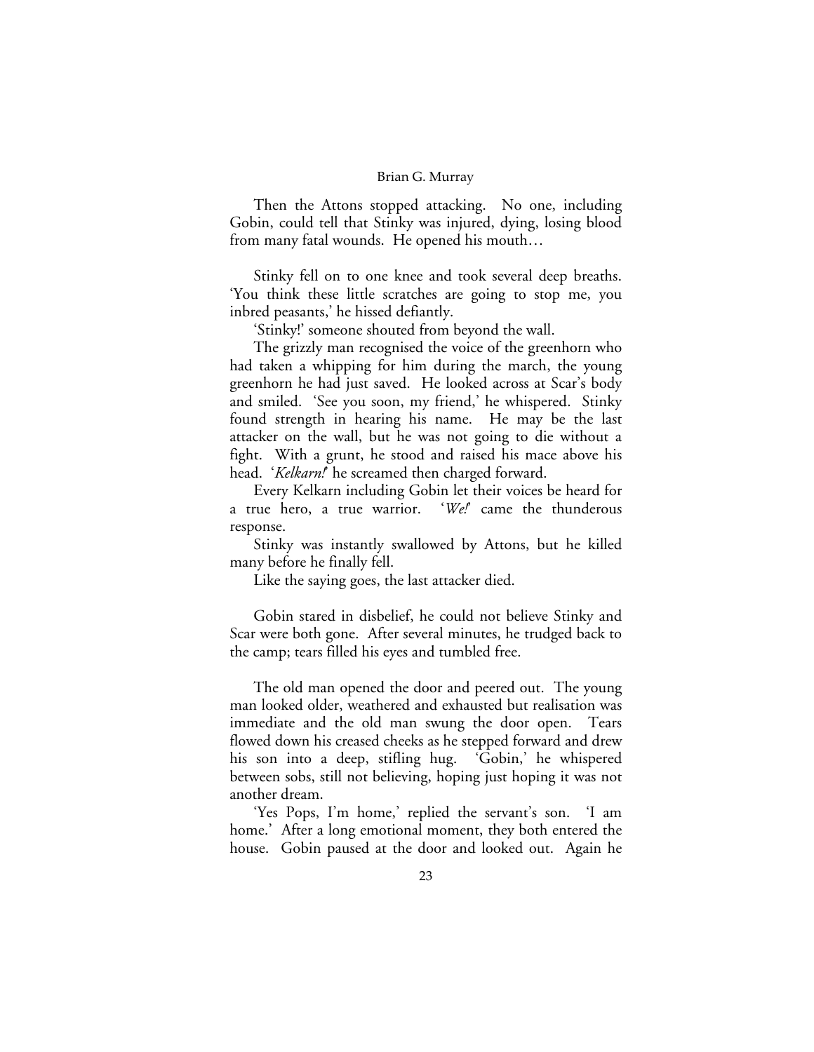Then the Attons stopped attacking. No one, including Gobin, could tell that Stinky was injured, dying, losing blood from many fatal wounds. He opened his mouth…

Stinky fell on to one knee and took several deep breaths. 'You think these little scratches are going to stop me, you inbred peasants,' he hissed defiantly.

'Stinky!' someone shouted from beyond the wall.

The grizzly man recognised the voice of the greenhorn who had taken a whipping for him during the march, the young greenhorn he had just saved. He looked across at Scar's body and smiled. 'See you soon, my friend,' he whispered. Stinky found strength in hearing his name. He may be the last attacker on the wall, but he was not going to die without a fight. With a grunt, he stood and raised his mace above his head. '*Kelkarn!*' he screamed then charged forward.

Every Kelkarn including Gobin let their voices be heard for a true hero, a true warrior. '*We!*' came the thunderous response.

Stinky was instantly swallowed by Attons, but he killed many before he finally fell.

Like the saying goes, the last attacker died.

Gobin stared in disbelief, he could not believe Stinky and Scar were both gone. After several minutes, he trudged back to the camp; tears filled his eyes and tumbled free.

The old man opened the door and peered out. The young man looked older, weathered and exhausted but realisation was immediate and the old man swung the door open. Tears flowed down his creased cheeks as he stepped forward and drew his son into a deep, stifling hug. 'Gobin,' he whispered between sobs, still not believing, hoping just hoping it was not another dream.

'Yes Pops, I'm home,' replied the servant's son. 'I am home.' After a long emotional moment, they both entered the house. Gobin paused at the door and looked out. Again he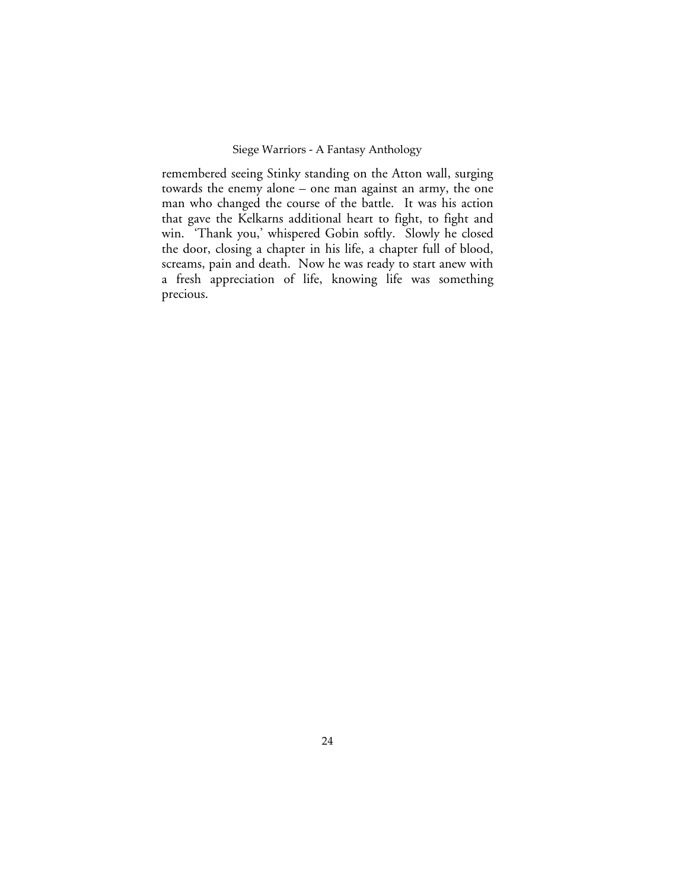remembered seeing Stinky standing on the Atton wall, surging towards the enemy alone – one man against an army, the one man who changed the course of the battle. It was his action that gave the Kelkarns additional heart to fight, to fight and win. 'Thank you,' whispered Gobin softly. Slowly he closed the door, closing a chapter in his life, a chapter full of blood, screams, pain and death. Now he was ready to start anew with a fresh appreciation of life, knowing life was something precious.